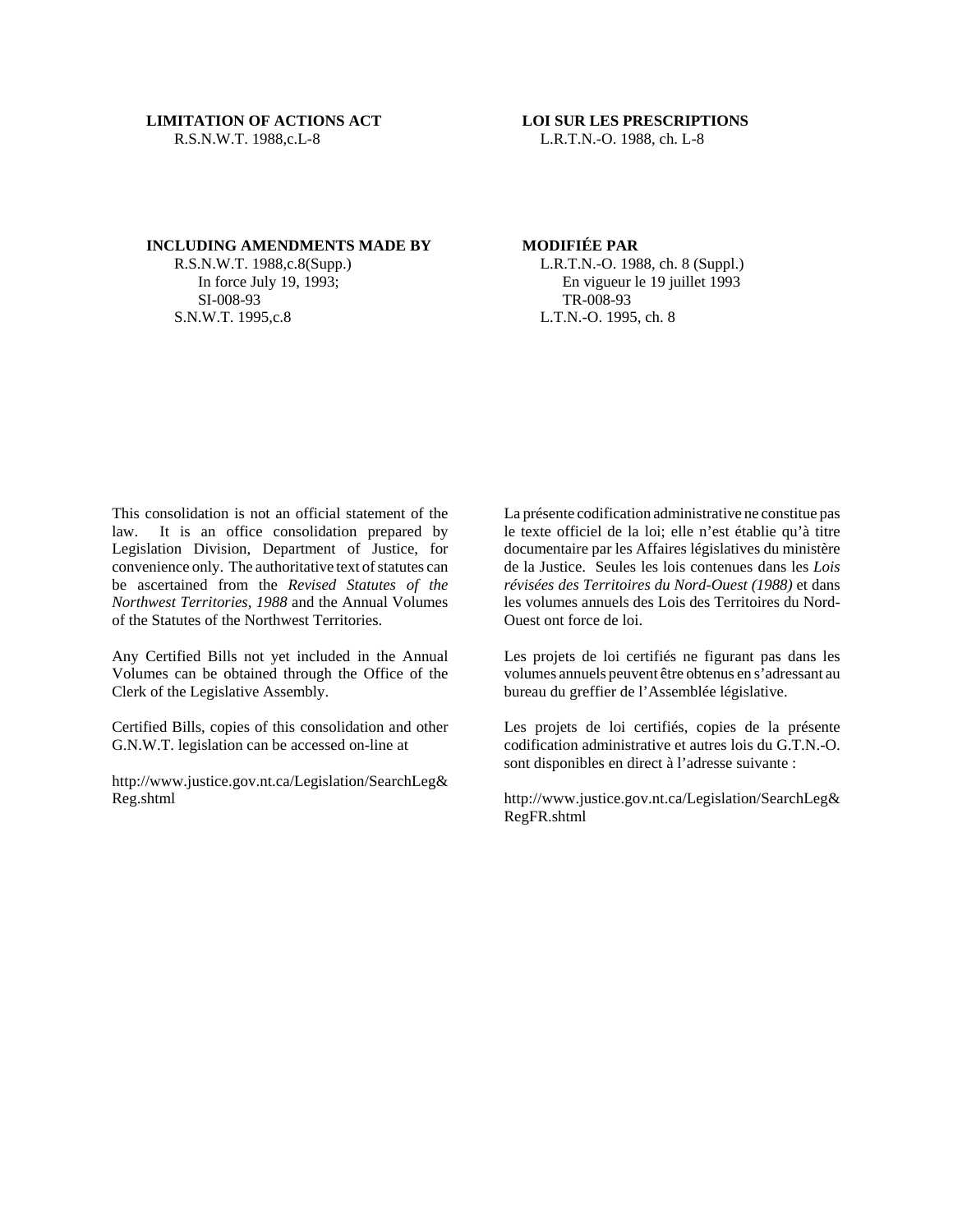**LIMITATION OF ACTIONS ACT**
R.S.N.W.T. 1988,c.L-8

**LOI SUR LES PRESCRIPTIONS**
L.R.T.N.-O. 1988, ch. L-8

**INCLUDING AMENDMENTS MADE BY**
R.S.N.W.T. 1988,c.8(Supp.)
In force July 19, 1993;
SI-008-93
S.N.W.T. 1995,c.8

**MODIFIÉE PAR**
L.R.T.N.-O. 1988, ch. 8 (Suppl.)
En vigueur le 19 juillet 1993
TR-008-93
L.T.N.-O. 1995, ch. 8

This consolidation is not an official statement of the law. It is an office consolidation prepared by Legislation Division, Department of Justice, for convenience only. The authoritative text of statutes can be ascertained from the *Revised Statutes of the Northwest Territories, 1988* and the Annual Volumes of the Statutes of the Northwest Territories.

Any Certified Bills not yet included in the Annual Volumes can be obtained through the Office of the Clerk of the Legislative Assembly.

Certified Bills, copies of this consolidation and other G.N.W.T. legislation can be accessed on-line at

http://www.justice.gov.nt.ca/Legislation/SearchLeg&Reg.shtml

La présente codification administrative ne constitue pas le texte officiel de la loi; elle n'est établie qu'à titre documentaire par les Affaires législatives du ministère de la Justice. Seules les lois contenues dans les *Lois révisées des Territoires du Nord-Ouest (1988)* et dans les volumes annuels des Lois des Territoires du Nord-Ouest ont force de loi.

Les projets de loi certifiés ne figurant pas dans les volumes annuels peuvent être obtenus en s'adressant au bureau du greffier de l'Assemblée législative.

Les projets de loi certifiés, copies de la présente codification administrative et autres lois du G.T.N.-O. sont disponibles en direct à l'adresse suivante :

http://www.justice.gov.nt.ca/Legislation/SearchLeg&RegFR.shtml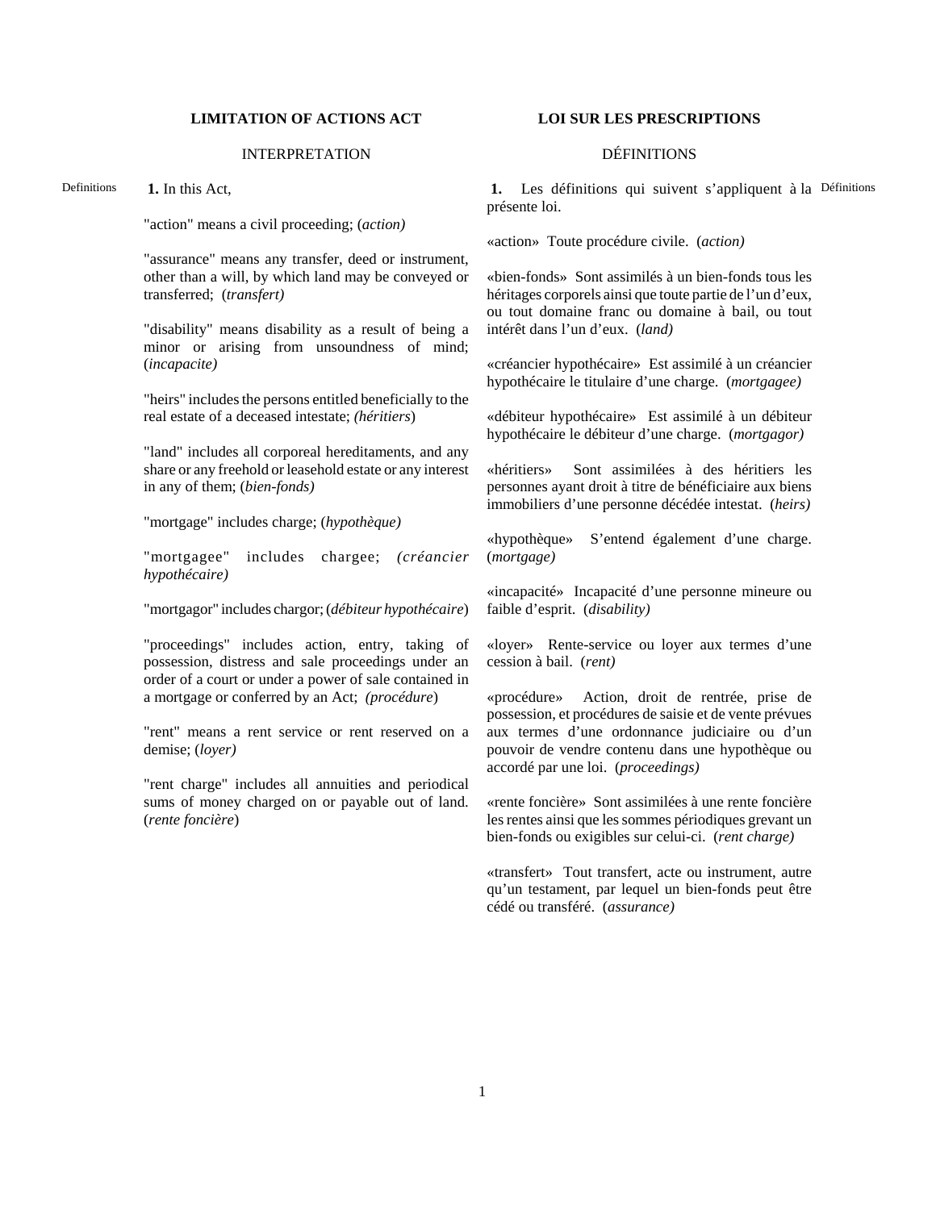## LIMITATION OF ACTIONS ACT

### INTERPRETATION

Definitions

**1.** In this Act,

"action" means a civil proceeding; (*action)*

"assurance" means any transfer, deed or instrument, other than a will, by which land may be conveyed or transferred; (*transfert)*

"disability" means disability as a result of being a minor or arising from unsoundness of mind; (*incapacite)*

"heirs" includes the persons entitled beneficially to the real estate of a deceased intestate; *(héritiers*)

"land" includes all corporeal hereditaments, and any share or any freehold or leasehold estate or any interest in any of them; (*bien-fonds)*

"mortgage" includes charge; (*hypothèque)*

"mortgagee" includes chargee; *(créancier hypothécaire)*

"mortgagor" includes chargor; (*débiteur hypothécaire*)

"proceedings" includes action, entry, taking of possession, distress and sale proceedings under an order of a court or under a power of sale contained in a mortgage or conferred by an Act; *(procédure*)

"rent" means a rent service or rent reserved on a demise; (*loyer)*

"rent charge" includes all annuities and periodical sums of money charged on or payable out of land. (*rente foncière*)

## LOI SUR LES PRESCRIPTIONS

### DÉFINITIONS

Définitions

**1.** Les définitions qui suivent s'appliquent à la présente loi.

«action» Toute procédure civile. (*action)*

«bien-fonds» Sont assimilés à un bien-fonds tous les héritages corporels ainsi que toute partie de l'un d'eux, ou tout domaine franc ou domaine à bail, ou tout intérêt dans l'un d'eux. (*land)*

«créancier hypothécaire» Est assimilé à un créancier hypothécaire le titulaire d'une charge. (*mortgagee)*

«débiteur hypothécaire» Est assimilé à un débiteur hypothécaire le débiteur d'une charge. (*mortgagor)*

«héritiers» Sont assimilées à des héritiers les personnes ayant droit à titre de bénéficiaire aux biens immobiliers d'une personne décédée intestat. (*heirs)*

«hypothèque» S'entend également d'une charge. (*mortgage)*

«incapacité» Incapacité d'une personne mineure ou faible d'esprit. (*disability)*

«loyer» Rente-service ou loyer aux termes d'une cession à bail. (*rent)*

«procédure» Action, droit de rentrée, prise de possession, et procédures de saisie et de vente prévues aux termes d'une ordonnance judiciaire ou d'un pouvoir de vendre contenu dans une hypothèque ou accordé par une loi. (*proceedings)*

«rente foncière» Sont assimilées à une rente foncière les rentes ainsi que les sommes périodiques grevant un bien-fonds ou exigibles sur celui-ci. (*rent charge)*

«transfert» Tout transfert, acte ou instrument, autre qu'un testament, par lequel un bien-fonds peut être cédé ou transféré. (*assurance)*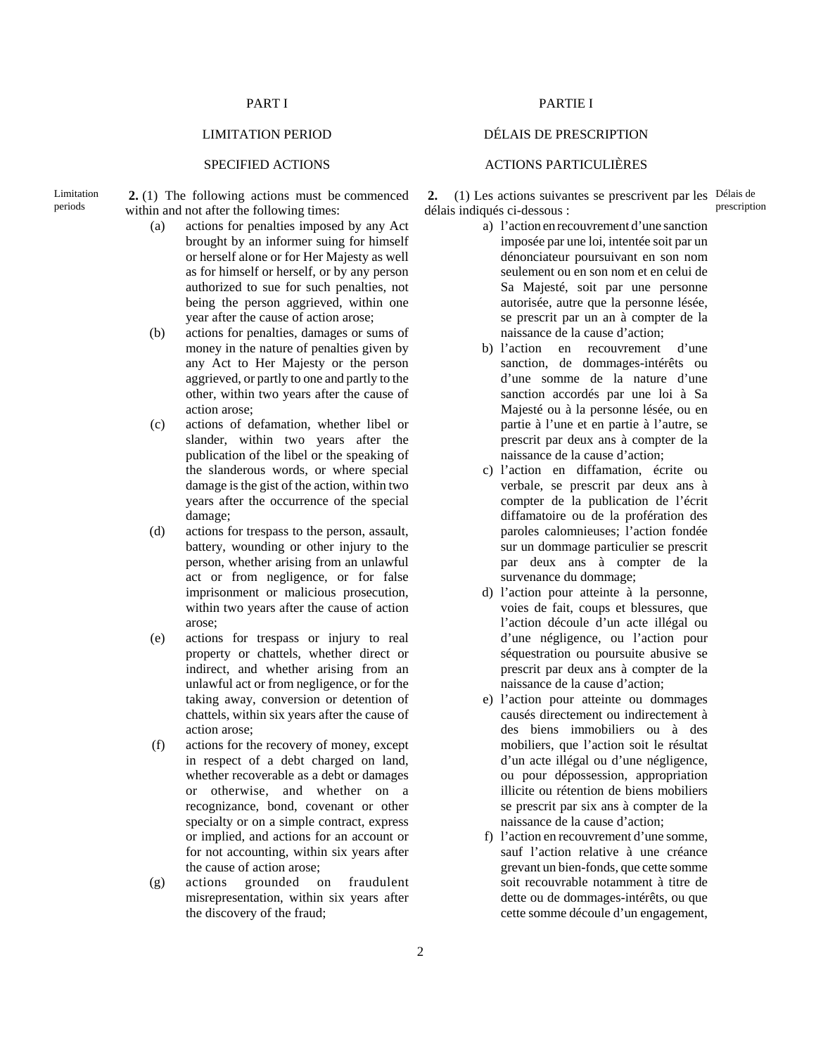## PART I

## LIMITATION PERIOD

### SPECIFIED ACTIONS

Limitation periods

**2.** (1) The following actions must be commenced within and not after the following times:

(a) actions for penalties imposed by any Act brought by an informer suing for himself or herself alone or for Her Majesty as well as for himself or herself, or by any person authorized to sue for such penalties, not being the person aggrieved, within one year after the cause of action arose;

(b) actions for penalties, damages or sums of money in the nature of penalties given by any Act to Her Majesty or the person aggrieved, or partly to one and partly to the other, within two years after the cause of action arose;

(c) actions of defamation, whether libel or slander, within two years after the publication of the libel or the speaking of the slanderous words, or where special damage is the gist of the action, within two years after the occurrence of the special damage;

(d) actions for trespass to the person, assault, battery, wounding or other injury to the person, whether arising from an unlawful act or from negligence, or for false imprisonment or malicious prosecution, within two years after the cause of action arose;

(e) actions for trespass or injury to real property or chattels, whether direct or indirect, and whether arising from an unlawful act or from negligence, or for the taking away, conversion or detention of chattels, within six years after the cause of action arose;

(f) actions for the recovery of money, except in respect of a debt charged on land, whether recoverable as a debt or damages or otherwise, and whether on a recognizance, bond, covenant or other specialty or on a simple contract, express or implied, and actions for an account or for not accounting, within six years after the cause of action arose;

(g) actions grounded on fraudulent misrepresentation, within six years after the discovery of the fraud;

## PARTIE I

## DÉLAIS DE PRESCRIPTION

### ACTIONS PARTICULIÈRES

Délais de prescription

**2.** (1) Les actions suivantes se prescrivent par les délais indiqués ci-dessous :

a) l'action en recouvrement d'une sanction imposée par une loi, intentée soit par un dénonciateur poursuivant en son nom seulement ou en son nom et en celui de Sa Majesté, soit par une personne autorisée, autre que la personne lésée, se prescrit par un an à compter de la naissance de la cause d'action;

b) l'action en recouvrement d'une sanction, de dommages-intérêts ou d'une somme de la nature d'une sanction accordés par une loi à Sa Majesté ou à la personne lésée, ou en partie à l'une et en partie à l'autre, se prescrit par deux ans à compter de la naissance de la cause d'action;

c) l'action en diffamation, écrite ou verbale, se prescrit par deux ans à compter de la publication de l'écrit diffamatoire ou de la profération des paroles calomnieuses; l'action fondée sur un dommage particulier se prescrit par deux ans à compter de la survenance du dommage;

d) l'action pour atteinte à la personne, voies de fait, coups et blessures, que l'action découle d'un acte illégal ou d'une négligence, ou l'action pour séquestration ou poursuite abusive se prescrit par deux ans à compter de la naissance de la cause d'action;

e) l'action pour atteinte ou dommages causés directement ou indirectement à des biens immobiliers ou à des mobiliers, que l'action soit le résultat d'un acte illégal ou d'une négligence, ou pour dépossession, appropriation illicite ou rétention de biens mobiliers se prescrit par six ans à compter de la naissance de la cause d'action;

f) l'action en recouvrement d'une somme, sauf l'action relative à une créance grevant un bien-fonds, que cette somme soit recouvrable notamment à titre de dette ou de dommages-intérêts, ou que cette somme découle d'un engagement,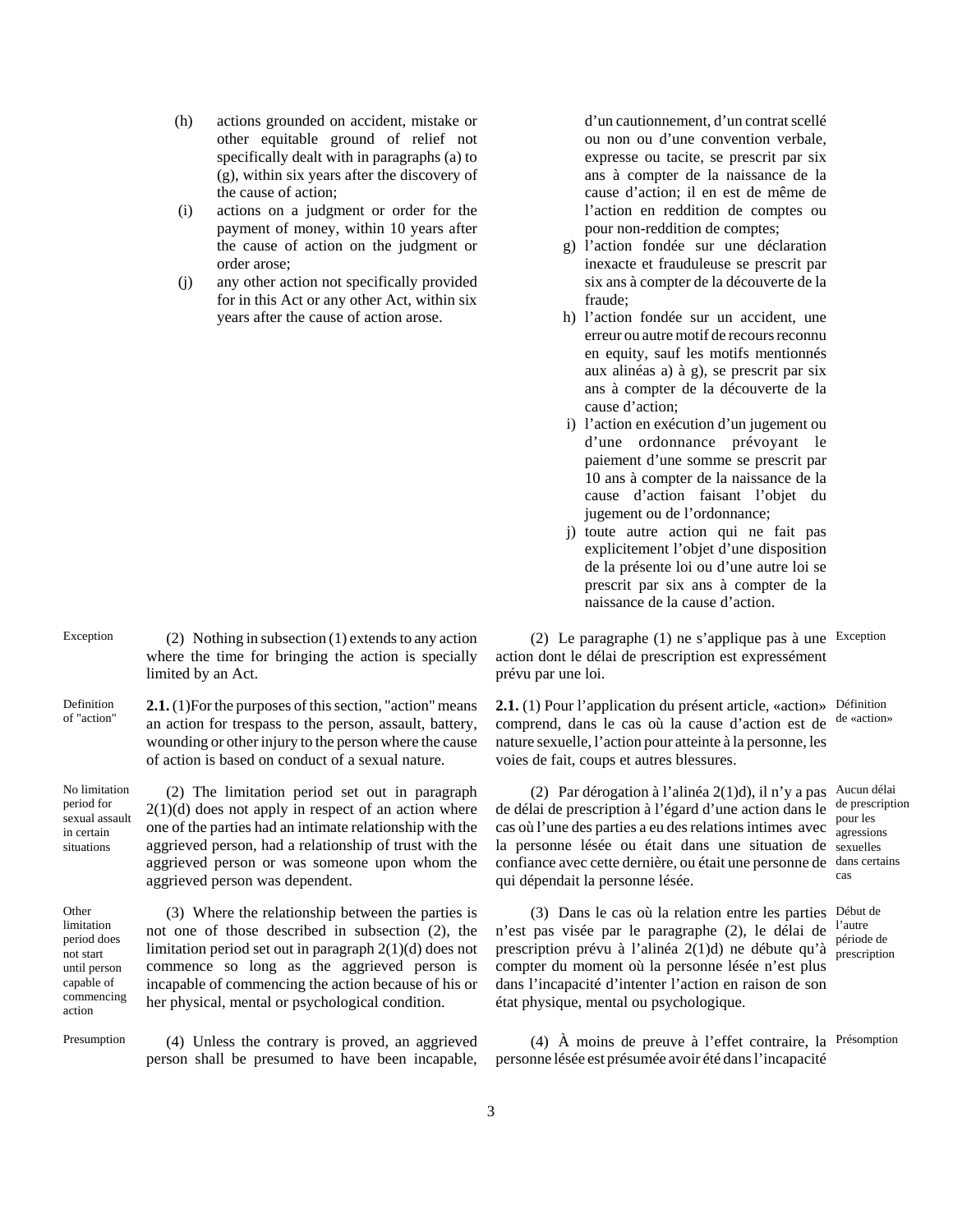(h) actions grounded on accident, mistake or other equitable ground of relief not specifically dealt with in paragraphs (a) to (g), within six years after the discovery of the cause of action;

(i) actions on a judgment or order for the payment of money, within 10 years after the cause of action on the judgment or order arose;

(j) any other action not specifically provided for in this Act or any other Act, within six years after the cause of action arose.

d'un cautionnement, d'un contrat scellé ou non ou d'une convention verbale, expresse ou tacite, se prescrit par six ans à compter de la naissance de la cause d'action; il en est de même de l'action en reddition de comptes ou pour non-reddition de comptes;

g) l'action fondée sur une déclaration inexacte et frauduleuse se prescrit par six ans à compter de la découverte de la fraude;

h) l'action fondée sur un accident, une erreur ou autre motif de recours reconnu en equity, sauf les motifs mentionnés aux alinéas a) à g), se prescrit par six ans à compter de la découverte de la cause d'action;

i) l'action en exécution d'un jugement ou d'une ordonnance prévoyant le paiement d'une somme se prescrit par 10 ans à compter de la naissance de la cause d'action faisant l'objet du jugement ou de l'ordonnance;

j) toute autre action qui ne fait pas explicitement l'objet d'une disposition de la présente loi ou d'une autre loi se prescrit par six ans à compter de la naissance de la cause d'action.

Exception

(2) Nothing in subsection (1) extends to any action where the time for bringing the action is specially limited by an Act.

(2) Le paragraphe (1) ne s'applique pas à une action dont le délai de prescription est expressément prévu par une loi.

Definition of "action"

**2.1.** (1) For the purposes of this section, "action" means an action for trespass to the person, assault, battery, wounding or other injury to the person where the cause of action is based on conduct of a sexual nature.

Définition de «action»

**2.1.** (1) Pour l'application du présent article, «action» comprend, dans le cas où la cause d'action est de nature sexuelle, l'action pour atteinte à la personne, les voies de fait, coups et autres blessures.

No limitation period for sexual assault in certain situations

(2) The limitation period set out in paragraph 2(1)(d) does not apply in respect of an action where one of the parties had an intimate relationship with the aggrieved person, had a relationship of trust with the aggrieved person or was someone upon whom the aggrieved person was dependent.

Aucun délai de prescription pour les agressions sexuelles dans certains cas

(2) Par dérogation à l'alinéa 2(1)d), il n'y a pas de délai de prescription à l'égard d'une action dans le cas où l'une des parties a eu des relations intimes avec la personne lésée ou était dans une situation de confiance avec cette dernière, ou était une personne de qui dépendait la personne lésée.

Other limitation period does not start until person capable of commencing action

(3) Where the relationship between the parties is not one of those described in subsection (2), the limitation period set out in paragraph 2(1)(d) does not commence so long as the aggrieved person is incapable of commencing the action because of his or her physical, mental or psychological condition.

Début de l'autre période de prescription

(3) Dans le cas où la relation entre les parties n'est pas visée par le paragraphe (2), le délai de prescription prévu à l'alinéa 2(1)d) ne débute qu'à compter du moment où la personne lésée n'est plus dans l'incapacité d'intenter l'action en raison de son état physique, mental ou psychologique.

Presumption

(4) Unless the contrary is proved, an aggrieved person shall be presumed to have been incapable,

Présomption

(4) À moins de preuve à l'effet contraire, la personne lésée est présumée avoir été dans l'incapacité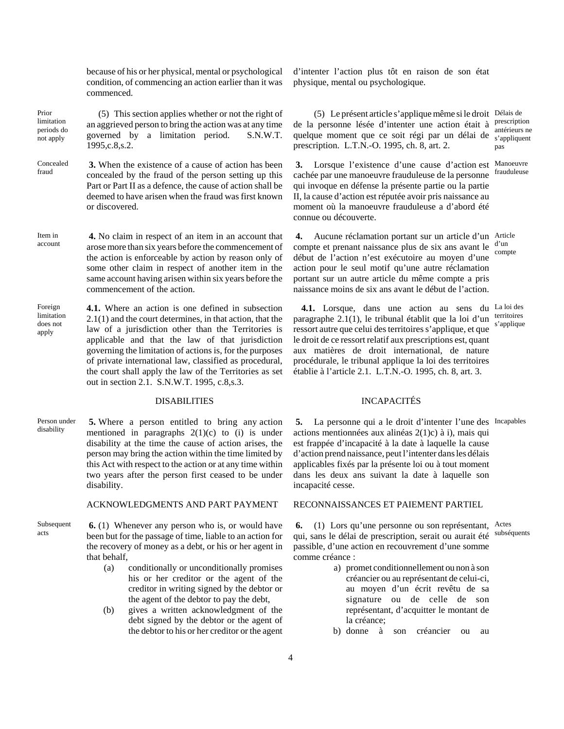because of his or her physical, mental or psychological condition, of commencing an action earlier than it was commenced.

d'intenter l'action plus tôt en raison de son état physique, mental ou psychologique.

Prior limitation periods do not apply

(5) This section applies whether or not the right of an aggrieved person to bring the action was at any time governed by a limitation period. S.N.W.T. 1995,c.8,s.2.

Délais de prescription antérieurs ne s'appliquent pas

(5) Le présent article s'applique même si le droit de la personne lésée d'intenter une action était à quelque moment que ce soit régi par un délai de prescription. L.T.N.-O. 1995, ch. 8, art. 2.

Concealed fraud

**3.** When the existence of a cause of action has been concealed by the fraud of the person setting up this Part or Part II as a defence, the cause of action shall be deemed to have arisen when the fraud was first known or discovered.

Manoeuvre frauduleuse

**3.** Lorsque l'existence d'une cause d'action est cachée par une manoeuvre frauduleuse de la personne qui invoque en défense la présente partie ou la partie II, la cause d'action est réputée avoir pris naissance au moment où la manoeuvre frauduleuse a d'abord été connue ou découverte.

Item in account

**4.** No claim in respect of an item in an account that arose more than six years before the commencement of the action is enforceable by action by reason only of some other claim in respect of another item in the same account having arisen within six years before the commencement of the action.

Article d'un compte

**4.** Aucune réclamation portant sur un article d'un compte et prenant naissance plus de six ans avant le début de l'action n'est exécutoire au moyen d'une action pour le seul motif qu'une autre réclamation portant sur un autre article du même compte a pris naissance moins de six ans avant le début de l'action.

Foreign limitation does not apply

**4.1.** Where an action is one defined in subsection 2.1(1) and the court determines, in that action, that the law of a jurisdiction other than the Territories is applicable and that the law of that jurisdiction governing the limitation of actions is, for the purposes of private international law, classified as procedural, the court shall apply the law of the Territories as set out in section 2.1. S.N.W.T. 1995, c.8,s.3.

La loi des territoires s'applique

**4.1.** Lorsque, dans une action au sens du paragraphe 2.1(1), le tribunal établit que la loi d'un ressort autre que celui des territoires s'applique, et que le droit de ce ressort relatif aux prescriptions est, quant aux matières de droit international, de nature procédurale, le tribunal applique la loi des territoires établie à l'article 2.1. L.T.N.-O. 1995, ch. 8, art. 3.

## DISABILITIES

## INCAPACITÉS

Person under disability

**5.** Where a person entitled to bring any action mentioned in paragraphs 2(1)(c) to (i) is under disability at the time the cause of action arises, the person may bring the action within the time limited by this Act with respect to the action or at any time within two years after the person first ceased to be under disability.

Incapables

**5.** La personne qui a le droit d'intenter l'une des actions mentionnées aux alinéas 2(1)c) à i), mais qui est frappée d'incapacité à la date à laquelle la cause d'action prend naissance, peut l'intenter dans les délais applicables fixés par la présente loi ou à tout moment dans les deux ans suivant la date à laquelle son incapacité cesse.

## ACKNOWLEDGMENTS AND PART PAYMENT

## RECONNAISSANCES ET PAIEMENT PARTIEL

Subsequent acts

**6.** (1) Whenever any person who is, or would have been but for the passage of time, liable to an action for the recovery of money as a debt, or his or her agent in that behalf,

(a) conditionally or unconditionally promises his or her creditor or the agent of the creditor in writing signed by the debtor or the agent of the debtor to pay the debt,

(b) gives a written acknowledgment of the debt signed by the debtor or the agent of the debtor to his or her creditor or the agent

Actes subséquents

**6.** (1) Lors qu'une personne ou son représentant, qui, sans le délai de prescription, serait ou aurait été passible, d'une action en recouvrement d'une somme comme créance :

a) promet conditionnellement ou non à son créancier ou au représentant de celui-ci, au moyen d'un écrit revêtu de sa signature ou de celle de son représentant, d'acquitter le montant de la créance;

b) donne à son créancier ou au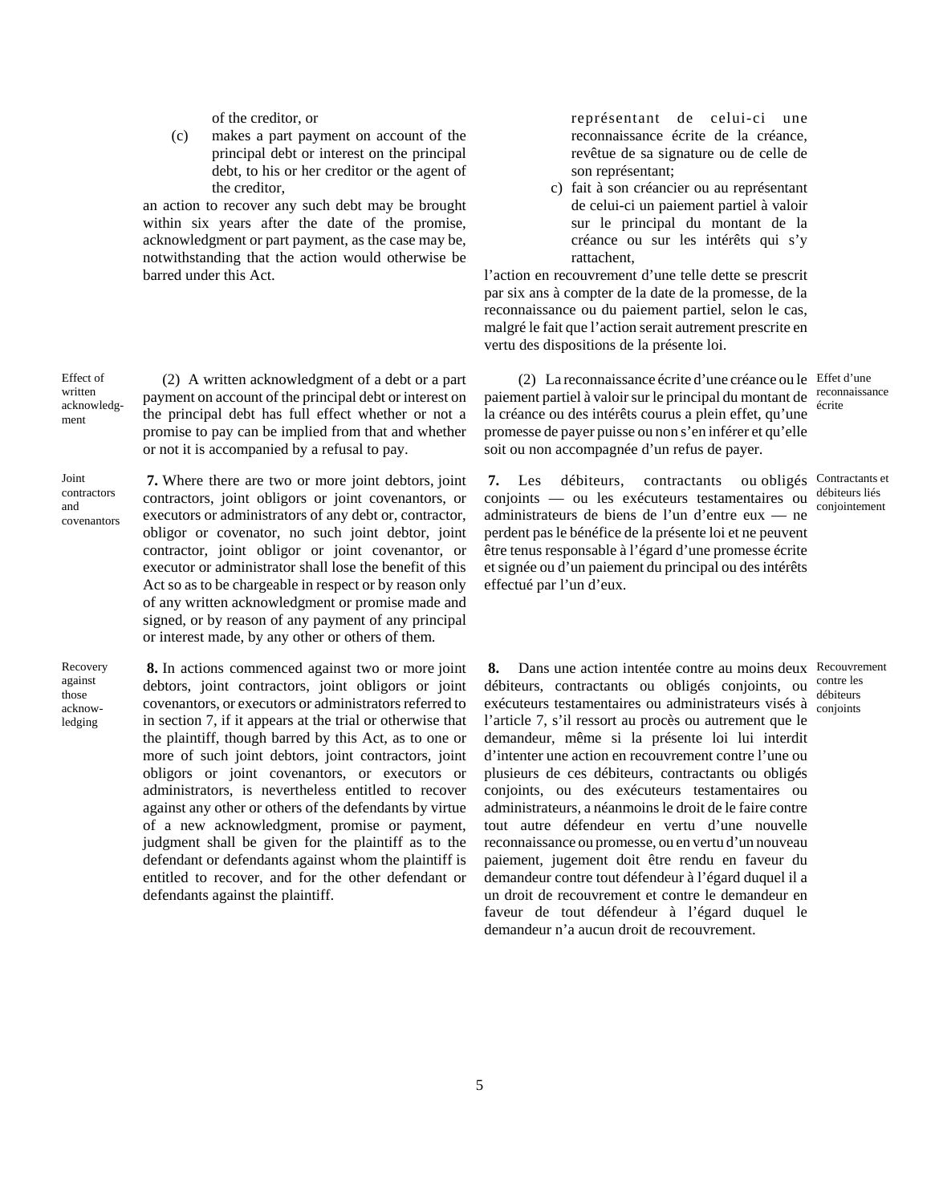of the creditor, or

(c) makes a part payment on account of the principal debt or interest on the principal debt, to his or her creditor or the agent of the creditor,

an action to recover any such debt may be brought within six years after the date of the promise, acknowledgment or part payment, as the case may be, notwithstanding that the action would otherwise be barred under this Act.

représentant de celui-ci une reconnaissance écrite de la créance, revêtue de sa signature ou de celle de son représentant;

c) fait à son créancier ou au représentant de celui-ci un paiement partiel à valoir sur le principal du montant de la créance ou sur les intérêts qui s'y rattachent,

l'action en recouvrement d'une telle dette se prescrit par six ans à compter de la date de la promesse, de la reconnaissance ou du paiement partiel, selon le cas, malgré le fait que l'action serait autrement prescrite en vertu des dispositions de la présente loi.

Effect of written acknowledgment

(2) A written acknowledgment of a debt or a part payment on account of the principal debt or interest on the principal debt has full effect whether or not a promise to pay can be implied from that and whether or not it is accompanied by a refusal to pay.

Effet d'une reconnaissance écrite

(2) La reconnaissance écrite d'une créance ou le paiement partiel à valoir sur le principal du montant de la créance ou des intérêts courus a plein effet, qu'une promesse de payer puisse ou non s'en inférer et qu'elle soit ou non accompagnée d'un refus de payer.

Joint contractors and covenantors

**7.** Where there are two or more joint debtors, joint contractors, joint obligors or joint covenantors, or executors or administrators of any debt or, contractor, obligor or covenator, no such joint debtor, joint contractor, joint obligor or joint covenantor, or executor or administrator shall lose the benefit of this Act so as to be chargeable in respect or by reason only of any written acknowledgment or promise made and signed, or by reason of any payment of any principal or interest made, by any other or others of them.

Contractants et débiteurs liés conjointement

**7.** Les débiteurs, contractants ou obligés conjoints — ou les exécuteurs testamentaires ou administrateurs de biens de l'un d'entre eux — ne perdent pas le bénéfice de la présente loi et ne peuvent être tenus responsable à l'égard d'une promesse écrite et signée ou d'un paiement du principal ou des intérêts effectué par l'un d'eux.

Recovery against those acknowledging

**8.** In actions commenced against two or more joint debtors, joint contractors, joint obligors or joint covenantors, or executors or administrators referred to in section 7, if it appears at the trial or otherwise that the plaintiff, though barred by this Act, as to one or more of such joint debtors, joint contractors, joint obligors or joint covenantors, or executors or administrators, is nevertheless entitled to recover against any other or others of the defendants by virtue of a new acknowledgment, promise or payment, judgment shall be given for the plaintiff as to the defendant or defendants against whom the plaintiff is entitled to recover, and for the other defendant or defendants against the plaintiff.

Recouvrement contre les débiteurs conjoints

**8.** Dans une action intentée contre au moins deux débiteurs, contractants ou obligés conjoints, ou exécuteurs testamentaires ou administrateurs visés à l'article 7, s'il ressort au procès ou autrement que le demandeur, même si la présente loi lui interdit d'intenter une action en recouvrement contre l'une ou plusieurs de ces débiteurs, contractants ou obligés conjoints, ou des exécuteurs testamentaires ou administrateurs, a néanmoins le droit de le faire contre tout autre défendeur en vertu d'une nouvelle reconnaissance ou promesse, ou en vertu d'un nouveau paiement, jugement doit être rendu en faveur du demandeur contre tout défendeur à l'égard duquel il a un droit de recouvrement et contre le demandeur en faveur de tout défendeur à l'égard duquel le demandeur n'a aucun droit de recouvrement.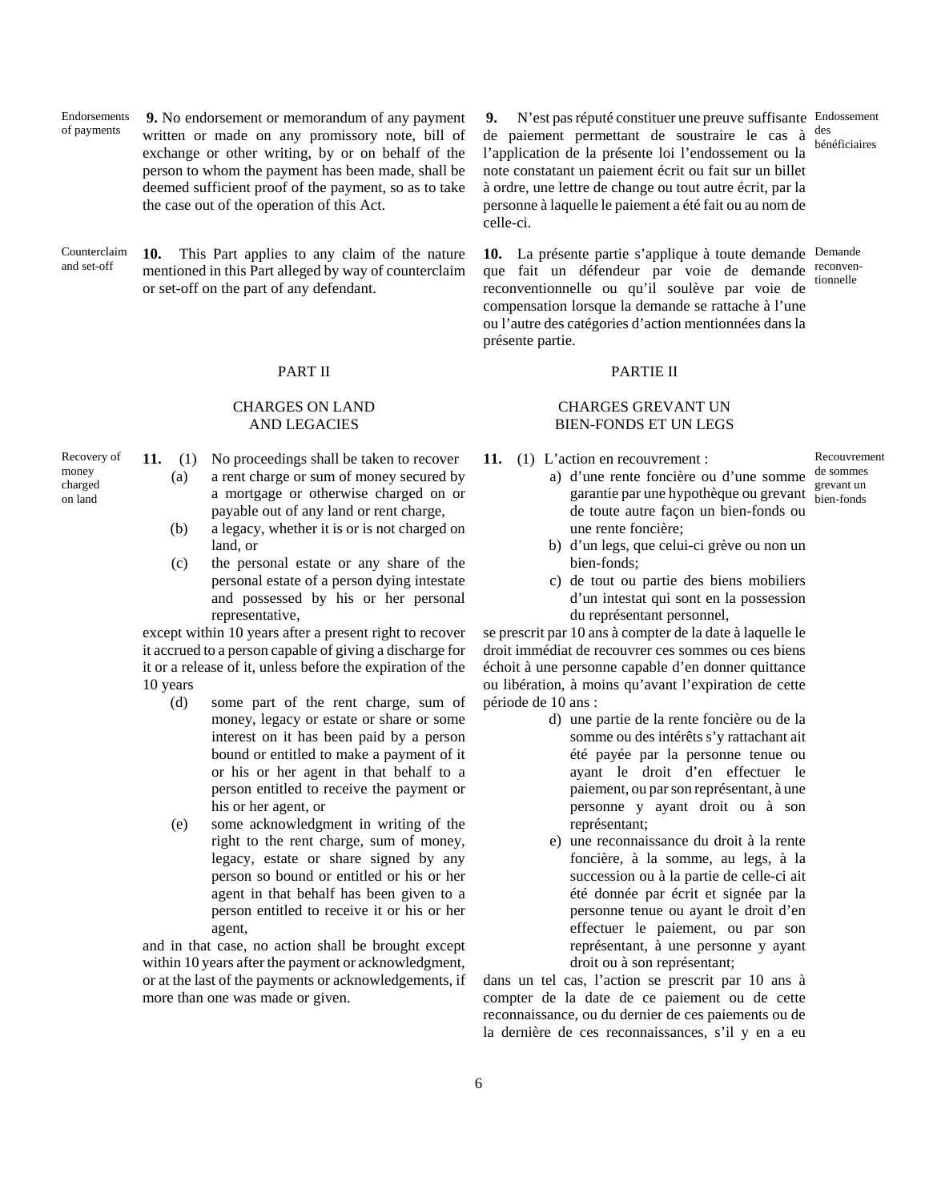Endorsements of payments

**9.** No endorsement or memorandum of any payment written or made on any promissory note, bill of exchange or other writing, by or on behalf of the person to whom the payment has been made, shall be deemed sufficient proof of the payment, so as to take the case out of the operation of this Act.

Counterclaim and set-off

**10.** This Part applies to any claim of the nature mentioned in this Part alleged by way of counterclaim or set-off on the part of any defendant.

## PART II

## CHARGES ON LAND AND LEGACIES

Recovery of money charged on land

**11.** (1) No proceedings shall be taken to recover

(a) a rent charge or sum of money secured by a mortgage or otherwise charged on or payable out of any land or rent charge,

(b) a legacy, whether it is or is not charged on land, or

(c) the personal estate or any share of the personal estate of a person dying intestate and possessed by his or her personal representative,

except within 10 years after a present right to recover it accrued to a person capable of giving a discharge for it or a release of it, unless before the expiration of the 10 years

(d) some part of the rent charge, sum of money, legacy or estate or share or some interest on it has been paid by a person bound or entitled to make a payment of it or his or her agent in that behalf to a person entitled to receive the payment or his or her agent, or

(e) some acknowledgment in writing of the right to the rent charge, sum of money, legacy, estate or share signed by any person so bound or entitled or his or her agent in that behalf has been given to a person entitled to receive it or his or her agent,

and in that case, no action shall be brought except within 10 years after the payment or acknowledgment, or at the last of the payments or acknowledgements, if more than one was made or given.

Endossement des bénéficiaires

**9.** N'est pas réputé constituer une preuve suffisante de paiement permettant de soustraire le cas à l'application de la présente loi l'endossement ou la note constatant un paiement écrit ou fait sur un billet à ordre, une lettre de change ou tout autre écrit, par la personne à laquelle le paiement a été fait ou au nom de celle-ci.

Demande reconventionnelle

**10.** La présente partie s'applique à toute demande que fait un défendeur par voie de demande reconventionnelle ou qu'il soulève par voie de compensation lorsque la demande se rattache à l'une ou l'autre des catégories d'action mentionnées dans la présente partie.

## PARTIE II

## CHARGES GREVANT UN BIEN-FONDS ET UN LEGS

Recouvrement de sommes grevant un bien-fonds

**11.** (1) L'action en recouvrement :

a) d'une rente foncière ou d'une somme garantie par une hypothèque ou grevant de toute autre façon un bien-fonds ou une rente foncière;

b) d'un legs, que celui-ci grève ou non un bien-fonds;

c) de tout ou partie des biens mobiliers d'un intestat qui sont en la possession du représentant personnel,

se prescrit par 10 ans à compter de la date à laquelle le droit immédiat de recouvrer ces sommes ou ces biens échoit à une personne capable d'en donner quittance ou libération, à moins qu'avant l'expiration de cette période de 10 ans :

d) une partie de la rente foncière ou de la somme ou des intérêts s'y rattachant ait été payée par la personne tenue ou ayant le droit d'en effectuer le paiement, ou par son représentant, à une personne y ayant droit ou à son représentant;

e) une reconnaissance du droit à la rente foncière, à la somme, au legs, à la succession ou à la partie de celle-ci ait été donnée par écrit et signée par la personne tenue ou ayant le droit d'en effectuer le paiement, ou par son représentant, à une personne y ayant droit ou à son représentant;

dans un tel cas, l'action se prescrit par 10 ans à compter de la date de ce paiement ou de cette reconnaissance, ou du dernier de ces paiements ou de la dernière de ces reconnaissances, s'il y en a eu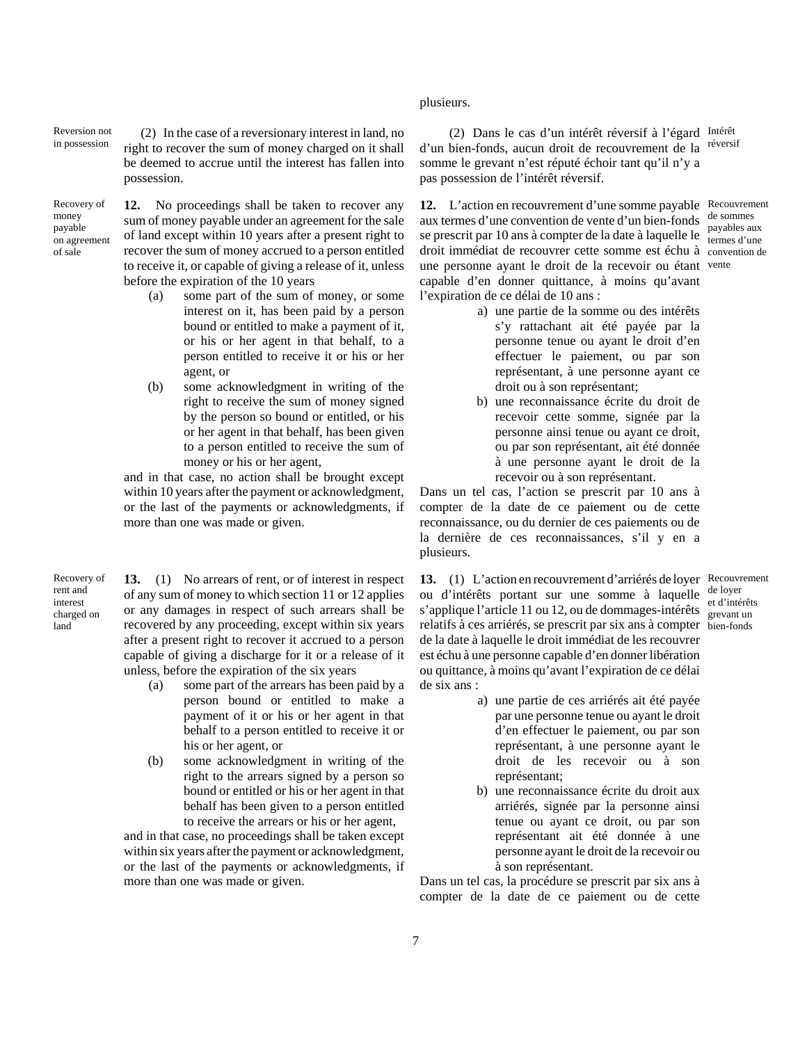plusieurs.

*Reversion not in possession*

(2) In the case of a reversionary interest in land, no right to recover the sum of money charged on it shall be deemed to accrue until the interest has fallen into possession.

*Recovery of money payable on agreement of sale*

**12.** No proceedings shall be taken to recover any sum of money payable under an agreement for the sale of land except within 10 years after a present right to recover the sum of money accrued to a person entitled to receive it, or capable of giving a release of it, unless before the expiration of the 10 years

(a) some part of the sum of money, or some interest on it, has been paid by a person bound or entitled to make a payment of it, or his or her agent in that behalf, to a person entitled to receive it or his or her agent, or

(b) some acknowledgment in writing of the right to receive the sum of money signed by the person so bound or entitled, or his or her agent in that behalf, has been given to a person entitled to receive the sum of money or his or her agent,

and in that case, no action shall be brought except within 10 years after the payment or acknowledgment, or the last of the payments or acknowledgments, if more than one was made or given.

*Recovery of rent and interest charged on land*

**13.** (1) No arrears of rent, or of interest in respect of any sum of money to which section 11 or 12 applies or any damages in respect of such arrears shall be recovered by any proceeding, except within six years after a present right to recover it accrued to a person capable of giving a discharge for it or a release of it unless, before the expiration of the six years

(a) some part of the arrears has been paid by a person bound or entitled to make a payment of it or his or her agent in that behalf to a person entitled to receive it or his or her agent, or

(b) some acknowledgment in writing of the right to the arrears signed by a person so bound or entitled or his or her agent in that behalf has been given to a person entitled to receive the arrears or his or her agent,

and in that case, no proceedings shall be taken except within six years after the payment or acknowledgment, or the last of the payments or acknowledgments, if more than one was made or given.

*Intérêt réversif*

(2) Dans le cas d'un intérêt réversif à l'égard d'un bien-fonds, aucun droit de recouvrement de la somme le grevant n'est réputé échoir tant qu'il n'y a pas possession de l'intérêt réversif.

*Recouvrement de sommes payables aux termes d'une convention de vente*

**12.** L'action en recouvrement d'une somme payable aux termes d'une convention de vente d'un bien-fonds se prescrit par 10 ans à compter de la date à laquelle le droit immédiat de recouvrer cette somme est échu à une personne ayant le droit de la recevoir ou étant capable d'en donner quittance, à moins qu'avant l'expiration de ce délai de 10 ans :

a) une partie de la somme ou des intérêts s'y rattachant ait été payée par la personne tenue ou ayant le droit d'en effectuer le paiement, ou par son représentant, à une personne ayant ce droit ou à son représentant;

b) une reconnaissance écrite du droit de recevoir cette somme, signée par la personne ainsi tenue ou ayant ce droit, ou par son représentant, ait été donnée à une personne ayant le droit de la recevoir ou à son représentant.

Dans un tel cas, l'action se prescrit par 10 ans à compter de la date de ce paiement ou de cette reconnaissance, ou du dernier de ces paiements ou de la dernière de ces reconnaissances, s'il y en a plusieurs.

*Recouvrement de loyer et d'intérêts grevant un bien-fonds*

**13.** (1) L'action en recouvrement d'arriérés de loyer ou d'intérêts portant sur une somme à laquelle s'applique l'article 11 ou 12, ou de dommages-intérêts relatifs à ces arriérés, se prescrit par six ans à compter de la date à laquelle le droit immédiat de les recouvrer est échu à une personne capable d'en donner libération ou quittance, à moins qu'avant l'expiration de ce délai de six ans :

a) une partie de ces arriérés ait été payée par une personne tenue ou ayant le droit d'en effectuer le paiement, ou par son représentant, à une personne ayant le droit de les recevoir ou à son représentant;

b) une reconnaissance écrite du droit aux arriérés, signée par la personne ainsi tenue ou ayant ce droit, ou par son représentant ait été donnée à une personne ayant le droit de la recevoir ou à son représentant.

Dans un tel cas, la procédure se prescrit par six ans à compter de la date de ce paiement ou de cette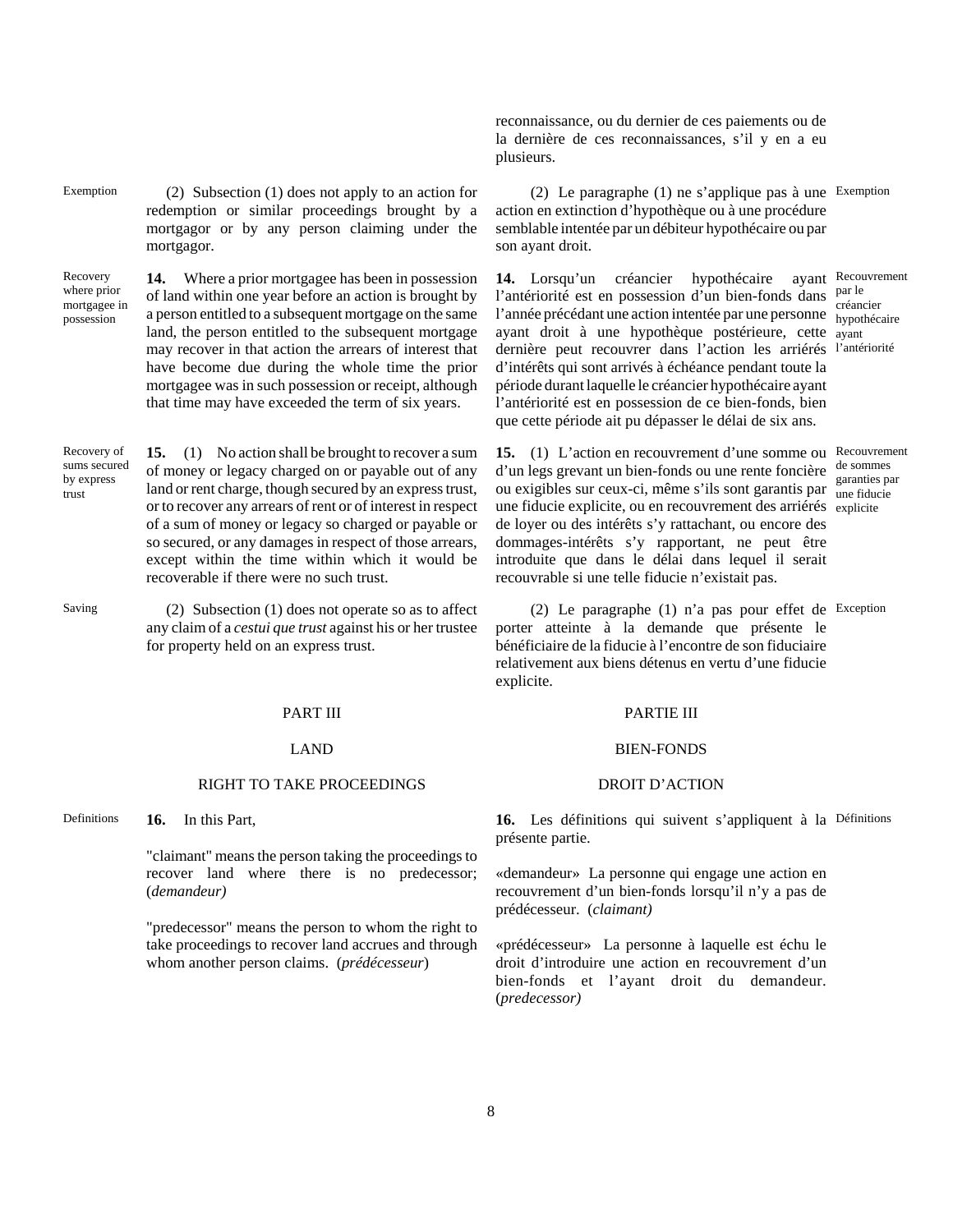reconnaissance, ou du dernier de ces paiements ou de la dernière de ces reconnaissances, s'il y en a eu plusieurs.

Exemption

(2) Subsection (1) does not apply to an action for redemption or similar proceedings brought by a mortgagor or by any person claiming under the mortgagor.

(2) Le paragraphe (1) ne s'applique pas à une action en extinction d'hypothèque ou à une procédure semblable intentée par un débiteur hypothécaire ou par son ayant droit.

Recovery where prior mortgagee in possession

**14.** Where a prior mortgagee has been in possession of land within one year before an action is brought by a person entitled to a subsequent mortgage on the same land, the person entitled to the subsequent mortgage may recover in that action the arrears of interest that have become due during the whole time the prior mortgagee was in such possession or receipt, although that time may have exceeded the term of six years.

Recouvrement par le créancier hypothécaire ayant l'antériorité

**14.** Lorsqu'un créancier hypothécaire ayant l'antériorité est en possession d'un bien-fonds dans l'année précédant une action intentée par une personne ayant droit à une hypothèque postérieure, cette dernière peut recouvrer dans l'action les arriérés d'intérêts qui sont arrivés à échéance pendant toute la période durant laquelle le créancier hypothécaire ayant l'antériorité est en possession de ce bien-fonds, bien que cette période ait pu dépasser le délai de six ans.

Recovery of sums secured by express trust

**15.** (1) No action shall be brought to recover a sum of money or legacy charged on or payable out of any land or rent charge, though secured by an express trust, or to recover any arrears of rent or of interest in respect of a sum of money or legacy so charged or payable or so secured, or any damages in respect of those arrears, except within the time within which it would be recoverable if there were no such trust.

Recouvrement de sommes garanties par une fiducie explicite

**15.** (1) L'action en recouvrement d'une somme ou d'un legs grevant un bien-fonds ou une rente foncière ou exigibles sur ceux-ci, même s'ils sont garantis par une fiducie explicite, ou en recouvrement des arriérés de loyer ou des intérêts s'y rattachant, ou encore des dommages-intérêts s'y rapportant, ne peut être introduite que dans le délai dans lequel il serait recouvrable si une telle fiducie n'existait pas.

Saving

(2) Subsection (1) does not operate so as to affect any claim of a *cestui que trust* against his or her trustee for property held on an express trust.

Exception

(2) Le paragraphe (1) n'a pas pour effet de porter atteinte à la demande que présente le bénéficiaire de la fiducie à l'encontre de son fiduciaire relativement aux biens détenus en vertu d'une fiducie explicite.

## PART III

## LAND

### RIGHT TO TAKE PROCEEDINGS

## PARTIE III

## BIEN-FONDS

### DROIT D'ACTION

Definitions

**16.** In this Part,

"claimant" means the person taking the proceedings to recover land where there is no predecessor; (*demandeur)*

"predecessor" means the person to whom the right to take proceedings to recover land accrues and through whom another person claims. (*prédécesseur*)

Définitions

**16.** Les définitions qui suivent s'appliquent à la présente partie.

«demandeur» La personne qui engage une action en recouvrement d'un bien-fonds lorsqu'il n'y a pas de prédécesseur. (*claimant)*

«prédécesseur» La personne à laquelle est échu le droit d'introduire une action en recouvrement d'un bien-fonds et l'ayant droit du demandeur. (*predecessor)*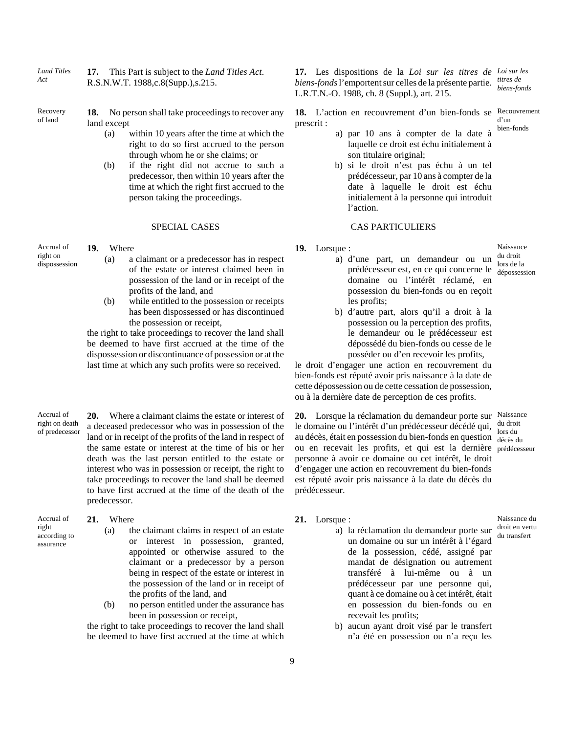*Land Titles Act*

**17.** This Part is subject to the *Land Titles Act*. R.S.N.W.T. 1988,c.8(Supp.),s.215.

Recovery of land

**18.** No person shall take proceedings to recover any land except

(a) within 10 years after the time at which the right to do so first accrued to the person through whom he or she claims; or

(b) if the right did not accrue to such a predecessor, then within 10 years after the time at which the right first accrued to the person taking the proceedings.

## SPECIAL CASES

Accrual of right on dispossession

**19.** Where

(a) a claimant or a predecessor has in respect of the estate or interest claimed been in possession of the land or in receipt of the profits of the land, and

(b) while entitled to the possession or receipts has been dispossessed or has discontinued the possession or receipt,

the right to take proceedings to recover the land shall be deemed to have first accrued at the time of the dispossession or discontinuance of possession or at the last time at which any such profits were so received.

Accrual of right on death of predecessor

**20.** Where a claimant claims the estate or interest of a deceased predecessor who was in possession of the land or in receipt of the profits of the land in respect of the same estate or interest at the time of his or her death was the last person entitled to the estate or interest who was in possession or receipt, the right to take proceedings to recover the land shall be deemed to have first accrued at the time of the death of the predecessor.

Accrual of right according to assurance

**21.** Where

(a) the claimant claims in respect of an estate or interest in possession, granted, appointed or otherwise assured to the claimant or a predecessor by a person being in respect of the estate or interest in the possession of the land or in receipt of the profits of the land, and

(b) no person entitled under the assurance has been in possession or receipt,

the right to take proceedings to recover the land shall be deemed to have first accrued at the time at which

*Loi sur les titres de biens-fonds*

**17.** Les dispositions de la *Loi sur les titres de biens-fonds* l'emportent sur celles de la présente partie. L.R.T.N.-O. 1988, ch. 8 (Suppl.), art. 215.

Recouvrement d'un bien-fonds

**18.** L'action en recouvrement d'un bien-fonds se prescrit :

a) par 10 ans à compter de la date à laquelle ce droit est échu initialement à son titulaire original;

b) si le droit n'est pas échu à un tel prédécesseur, par 10 ans à compter de la date à laquelle le droit est échu initialement à la personne qui introduit l'action.

## CAS PARTICULIERS

Naissance du droit lors de la dépossession

**19.** Lorsque :

a) d'une part, un demandeur ou un prédécesseur est, en ce qui concerne le domaine ou l'intérêt réclamé, en possession du bien-fonds ou en reçoit les profits;

b) d'autre part, alors qu'il a droit à la possession ou la perception des profits, le demandeur ou le prédécesseur est dépossédé du bien-fonds ou cesse de le posséder ou d'en recevoir les profits,

le droit d'engager une action en recouvrement du bien-fonds est réputé avoir pris naissance à la date de cette dépossession ou de cette cessation de possession, ou à la dernière date de perception de ces profits.

Naissance du droit lors du décès du prédécesseur

**20.** Lorsque la réclamation du demandeur porte sur le domaine ou l'intérêt d'un prédécesseur décédé qui, au décès, était en possession du bien-fonds en question ou en recevait les profits, et qui est la dernière personne à avoir ce domaine ou cet intérêt, le droit d'engager une action en recouvrement du bien-fonds est réputé avoir pris naissance à la date du décès du prédécesseur.

Naissance du droit en vertu du transfert

**21.** Lorsque :

a) la réclamation du demandeur porte sur un domaine ou sur un intérêt à l'égard de la possession, cédé, assigné par mandat de désignation ou autrement transféré à lui-même ou à un prédécesseur par une personne qui, quant à ce domaine ou à cet intérêt, était en possession du bien-fonds ou en recevait les profits;

b) aucun ayant droit visé par le transfert n'a été en possession ou n'a reçu les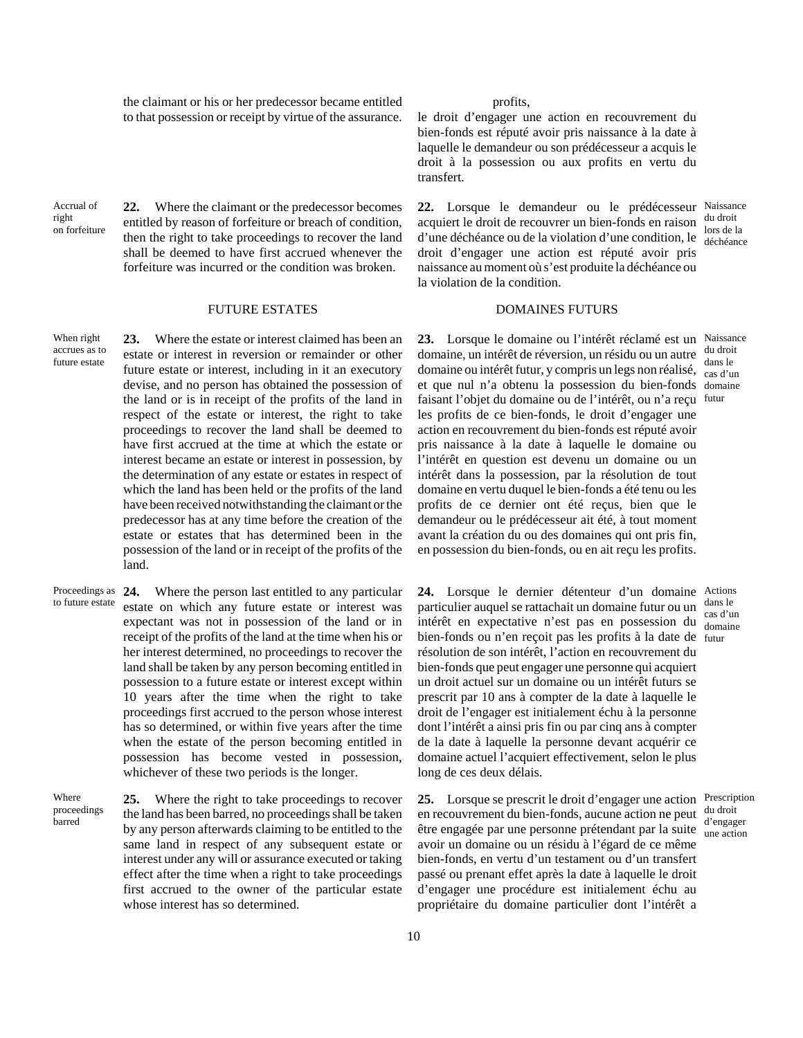the claimant or his or her predecessor became entitled to that possession or receipt by virtue of the assurance.

Accrual of right on forfeiture

**22.** Where the claimant or the predecessor becomes entitled by reason of forfeiture or breach of condition, then the right to take proceedings to recover the land shall be deemed to have first accrued whenever the forfeiture was incurred or the condition was broken.

FUTURE ESTATES

When right accrues as to future estate

**23.** Where the estate or interest claimed has been an estate or interest in reversion or remainder or other future estate or interest, including in it an executory devise, and no person has obtained the possession of the land or is in receipt of the profits of the land in respect of the estate or interest, the right to take proceedings to recover the land shall be deemed to have first accrued at the time at which the estate or interest became an estate or interest in possession, by the determination of any estate or estates in respect of which the land has been held or the profits of the land have been received notwithstanding the claimant or the predecessor has at any time before the creation of the estate or estates that has determined been in the possession of the land or in receipt of the profits of the land.

Proceedings as to future estate

**24.** Where the person last entitled to any particular estate on which any future estate or interest was expectant was not in possession of the land or in receipt of the profits of the land at the time when his or her interest determined, no proceedings to recover the land shall be taken by any person becoming entitled in possession to a future estate or interest except within 10 years after the time when the right to take proceedings first accrued to the person whose interest has so determined, or within five years after the time when the estate of the person becoming entitled in possession has become vested in possession, whichever of these two periods is the longer.

Where proceedings barred

**25.** Where the right to take proceedings to recover the land has been barred, no proceedings shall be taken by any person afterwards claiming to be entitled to the same land in respect of any subsequent estate or interest under any will or assurance executed or taking effect after the time when a right to take proceedings first accrued to the owner of the particular estate whose interest has so determined.

profits,

le droit d'engager une action en recouvrement du bien-fonds est réputé avoir pris naissance à la date à laquelle le demandeur ou son prédécesseur a acquis le droit à la possession ou aux profits en vertu du transfert.

**22.** Lorsque le demandeur ou le prédécesseur acquiert le droit de recouvrer un bien-fonds en raison d'une déchéance ou de la violation d'une condition, le droit d'engager une action est réputé avoir pris naissance au moment où s'est produite la déchéance ou la violation de la condition.

Naissance du droit lors de la déchéance

DOMAINES FUTURS

**23.** Lorsque le domaine ou l'intérêt réclamé est un domaine, un intérêt de réversion, un résidu ou un autre domaine ou intérêt futur, y compris un legs non réalisé, et que nul n'a obtenu la possession du bien-fonds faisant l'objet du domaine ou de l'intérêt, ou n'a reçu les profits de ce bien-fonds, le droit d'engager une action en recouvrement du bien-fonds est réputé avoir pris naissance à la date à laquelle le domaine ou l'intérêt en question est devenu un domaine ou un intérêt dans la possession, par la résolution de tout domaine en vertu duquel le bien-fonds a été tenu ou les profits de ce dernier ont été reçus, bien que le demandeur ou le prédécesseur ait été, à tout moment avant la création du ou des domaines qui ont pris fin, en possession du bien-fonds, ou en ait reçu les profits.

Naissance du droit dans le cas d'un domaine futur

**24.** Lorsque le dernier détenteur d'un domaine particulier auquel se rattachait un domaine futur ou un intérêt en expectative n'est pas en possession du bien-fonds ou n'en reçoit pas les profits à la date de résolution de son intérêt, l'action en recouvrement du bien-fonds que peut engager une personne qui acquiert un droit actuel sur un domaine ou un intérêt futurs se prescrit par 10 ans à compter de la date à laquelle le droit de l'engager est initialement échu à la personne dont l'intérêt a ainsi pris fin ou par cinq ans à compter de la date à laquelle la personne devant acquérir ce domaine actuel l'acquiert effectivement, selon le plus long de ces deux délais.

Actions dans le cas d'un domaine futur

**25.** Lorsque se prescrit le droit d'engager une action en recouvrement du bien-fonds, aucune action ne peut être engagée par une personne prétendant par la suite avoir un domaine ou un résidu à l'égard de ce même bien-fonds, en vertu d'un testament ou d'un transfert passé ou prenant effet après la date à laquelle le droit d'engager une procédure est initialement échu au propriétaire du domaine particulier dont l'intérêt a

Prescription du droit d'engager une action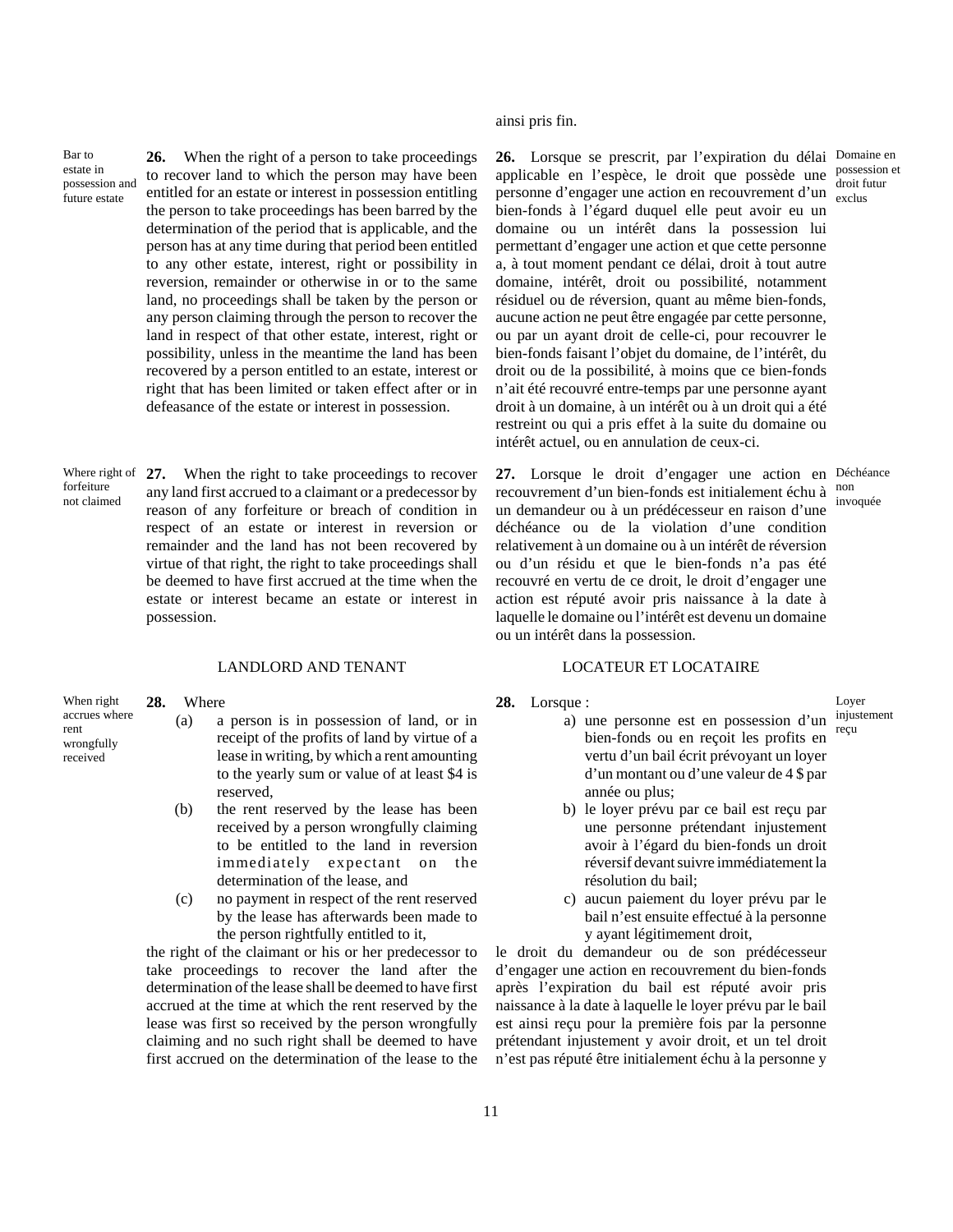ainsi pris fin.

Bar to estate in possession and future estate

**26.** When the right of a person to take proceedings to recover land to which the person may have been entitled for an estate or interest in possession entitling the person to take proceedings has been barred by the determination of the period that is applicable, and the person has at any time during that period been entitled to any other estate, interest, right or possibility in reversion, remainder or otherwise in or to the same land, no proceedings shall be taken by the person or any person claiming through the person to recover the land in respect of that other estate, interest, right or possibility, unless in the meantime the land has been recovered by a person entitled to an estate, interest or right that has been limited or taken effect after or in defeasance of the estate or interest in possession.

Where right of forfeiture not claimed

**27.** When the right to take proceedings to recover any land first accrued to a claimant or a predecessor by reason of any forfeiture or breach of condition in respect of an estate or interest in reversion or remainder and the land has not been recovered by virtue of that right, the right to take proceedings shall be deemed to have first accrued at the time when the estate or interest became an estate or interest in possession.

## LANDLORD AND TENANT

When right accrues where rent wrongfully received

**28.** Where

(a) a person is in possession of land, or in receipt of the profits of land by virtue of a lease in writing, by which a rent amounting to the yearly sum or value of at least $4 is reserved,

(b) the rent reserved by the lease has been received by a person wrongfully claiming to be entitled to the land in reversion immediately expectant on the determination of the lease, and

(c) no payment in respect of the rent reserved by the lease has afterwards been made to the person rightfully entitled to it,

the right of the claimant or his or her predecessor to take proceedings to recover the land after the determination of the lease shall be deemed to have first accrued at the time at which the rent reserved by the lease was first so received by the person wrongfully claiming and no such right shall be deemed to have first accrued on the determination of the lease to the

Domaine en possession et droit futur exclus

**26.** Lorsque se prescrit, par l'expiration du délai applicable en l'espèce, le droit que possède une personne d'engager une action en recouvrement d'un bien-fonds à l'égard duquel elle peut avoir eu un domaine ou un intérêt dans la possession lui permettant d'engager une action et que cette personne a, à tout moment pendant ce délai, droit à tout autre domaine, intérêt, droit ou possibilité, notamment résiduel ou de réversion, quant au même bien-fonds, aucune action ne peut être engagée par cette personne, ou par un ayant droit de celle-ci, pour recouvrer le bien-fonds faisant l'objet du domaine, de l'intérêt, du droit ou de la possibilité, à moins que ce bien-fonds n'ait été recouvré entre-temps par une personne ayant droit à un domaine, à un intérêt ou à un droit qui a été restreint ou qui a pris effet à la suite du domaine ou intérêt actuel, ou en annulation de ceux-ci.

Déchéance non invoquée

**27.** Lorsque le droit d'engager une action en recouvrement d'un bien-fonds est initialement échu à un demandeur ou à un prédécesseur en raison d'une déchéance ou de la violation d'une condition relativement à un domaine ou à un intérêt de réversion ou d'un résidu et que le bien-fonds n'a pas été recouvré en vertu de ce droit, le droit d'engager une action est réputé avoir pris naissance à la date à laquelle le domaine ou l'intérêt est devenu un domaine ou un intérêt dans la possession.

## LOCATEUR ET LOCATAIRE

Loyer injustement reçu

**28.** Lorsque :

a) une personne est en possession d'un bien-fonds ou en reçoit les profits en vertu d'un bail écrit prévoyant un loyer d'un montant ou d'une valeur de 4 $ par année ou plus;

b) le loyer prévu par ce bail est reçu par une personne prétendant injustement avoir à l'égard du bien-fonds un droit réversif devant suivre immédiatement la résolution du bail;

c) aucun paiement du loyer prévu par le bail n'est ensuite effectué à la personne y ayant légitimement droit,

le droit du demandeur ou de son prédécesseur d'engager une action en recouvrement du bien-fonds après l'expiration du bail est réputé avoir pris naissance à la date à laquelle le loyer prévu par le bail est ainsi reçu pour la première fois par la personne prétendant injustement y avoir droit, et un tel droit n'est pas réputé être initialement échu à la personne y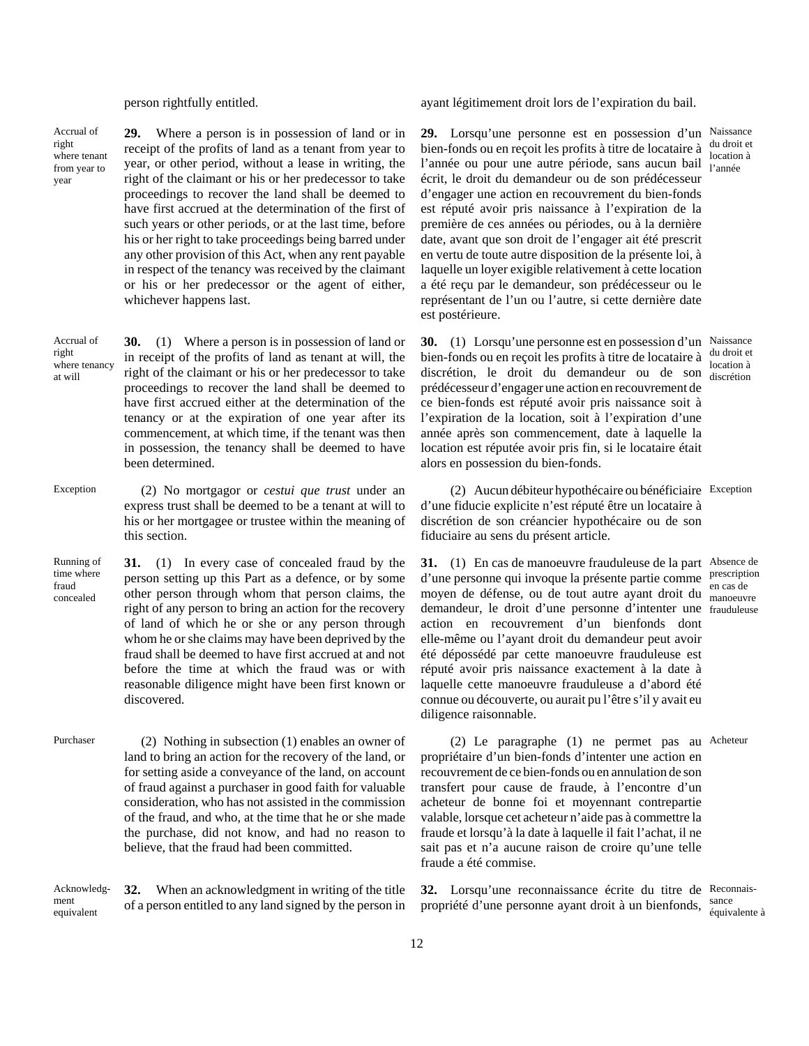person rightfully entitled.

ayant légitimement droit lors de l'expiration du bail.

Accrual of right where tenant from year to year

**29.** Where a person is in possession of land or in receipt of the profits of land as a tenant from year to year, or other period, without a lease in writing, the right of the claimant or his or her predecessor to take proceedings to recover the land shall be deemed to have first accrued at the determination of the first of such years or other periods, or at the last time, before his or her right to take proceedings being barred under any other provision of this Act, when any rent payable in respect of the tenancy was received by the claimant or his or her predecessor or the agent of either, whichever happens last.

Naissance du droit et location à l'année

**29.** Lorsqu'une personne est en possession d'un bien-fonds ou en reçoit les profits à titre de locataire à l'année ou pour une autre période, sans aucun bail écrit, le droit du demandeur ou de son prédécesseur d'engager une action en recouvrement du bien-fonds est réputé avoir pris naissance à l'expiration de la première de ces années ou périodes, ou à la dernière date, avant que son droit de l'engager ait été prescrit en vertu de toute autre disposition de la présente loi, à laquelle un loyer exigible relativement à cette location a été reçu par le demandeur, son prédécesseur ou le représentant de l'un ou l'autre, si cette dernière date est postérieure.

Accrual of right where tenancy at will

**30.** (1) Where a person is in possession of land or in receipt of the profits of land as tenant at will, the right of the claimant or his or her predecessor to take proceedings to recover the land shall be deemed to have first accrued either at the determination of the tenancy or at the expiration of one year after its commencement, at which time, if the tenant was then in possession, the tenancy shall be deemed to have been determined.

Naissance du droit et location à discrétion

**30.** (1) Lorsqu'une personne est en possession d'un bien-fonds ou en reçoit les profits à titre de locataire à discrétion, le droit du demandeur ou de son prédécesseur d'engager une action en recouvrement de ce bien-fonds est réputé avoir pris naissance soit à l'expiration de la location, soit à l'expiration d'une année après son commencement, date à laquelle la location est réputée avoir pris fin, si le locataire était alors en possession du bien-fonds.

Exception

(2) No mortgagor or *cestui que trust* under an express trust shall be deemed to be a tenant at will to his or her mortgagee or trustee within the meaning of this section.

Exception

(2) Aucun débiteur hypothécaire ou bénéficiaire d'une fiducie explicite n'est réputé être un locataire à discrétion de son créancier hypothécaire ou de son fiduciaire au sens du présent article.

Running of time where fraud concealed

**31.** (1) In every case of concealed fraud by the person setting up this Part as a defence, or by some other person through whom that person claims, the right of any person to bring an action for the recovery of land of which he or she or any person through whom he or she claims may have been deprived by the fraud shall be deemed to have first accrued at and not before the time at which the fraud was or with reasonable diligence might have been first known or discovered.

Absence de prescription en cas de manoeuvre frauduleuse

**31.** (1) En cas de manoeuvre frauduleuse de la part d'une personne qui invoque la présente partie comme moyen de défense, ou de tout autre ayant droit du demandeur, le droit d'une personne d'intenter une action en recouvrement d'un bienfonds dont elle-même ou l'ayant droit du demandeur peut avoir été dépossédé par cette manoeuvre frauduleuse est réputé avoir pris naissance exactement à la date à laquelle cette manoeuvre frauduleuse a d'abord été connue ou découverte, ou aurait pu l'être s'il y avait eu diligence raisonnable.

Purchaser

(2) Nothing in subsection (1) enables an owner of land to bring an action for the recovery of the land, or for setting aside a conveyance of the land, on account of fraud against a purchaser in good faith for valuable consideration, who has not assisted in the commission of the fraud, and who, at the time that he or she made the purchase, did not know, and had no reason to believe, that the fraud had been committed.

Acheteur

(2) Le paragraphe (1) ne permet pas au propriétaire d'un bien-fonds d'intenter une action en recouvrement de ce bien-fonds ou en annulation de son transfert pour cause de fraude, à l'encontre d'un acheteur de bonne foi et moyennant contrepartie valable, lorsque cet acheteur n'aide pas à commettre la fraude et lorsqu'à la date à laquelle il fait l'achat, il ne sait pas et n'a aucune raison de croire qu'une telle fraude a été commise.

Acknowledgment equivalent

**32.** When an acknowledgment in writing of the title of a person entitled to any land signed by the person in

Reconnaissance équivalente à

**32.** Lorsqu'une reconnaissance écrite du titre de propriété d'une personne ayant droit à un bienfonds,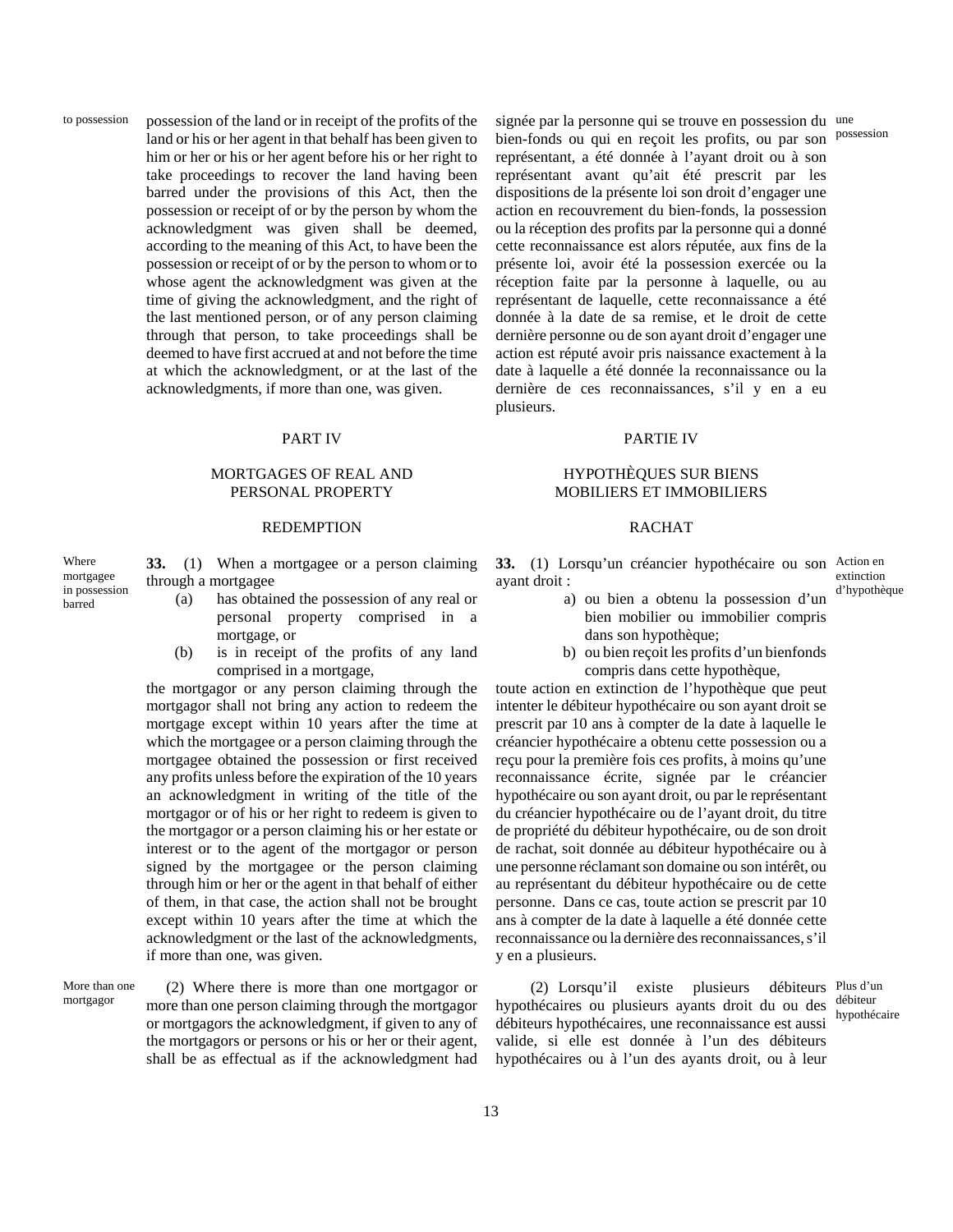to possession

possession of the land or in receipt of the profits of the land or his or her agent in that behalf has been given to him or her or his or her agent before his or her right to take proceedings to recover the land having been barred under the provisions of this Act, then the possession or receipt of or by the person by whom the acknowledgment was given shall be deemed, according to the meaning of this Act, to have been the possession or receipt of or by the person to whom or to whose agent the acknowledgment was given at the time of giving the acknowledgment, and the right of the last mentioned person, or of any person claiming through that person, to take proceedings shall be deemed to have first accrued at and not before the time at which the acknowledgment, or at the last of the acknowledgments, if more than one, was given.

signée par la personne qui se trouve en possession du bien-fonds ou qui en reçoit les profits, ou par son représentant, a été donnée à l'ayant droit ou à son représentant avant qu'ait été prescrit par les dispositions de la présente loi son droit d'engager une action en recouvrement du bien-fonds, la possession ou la réception des profits par la personne qui a donné cette reconnaissance est alors réputée, aux fins de la présente loi, avoir été la possession exercée ou la réception faite par la personne à laquelle, ou au représentant de laquelle, cette reconnaissance a été donnée à la date de sa remise, et le droit de cette dernière personne ou de son ayant droit d'engager une action est réputé avoir pris naissance exactement à la date à laquelle a été donnée la reconnaissance ou la dernière de ces reconnaissances, s'il y en a eu plusieurs.

une possession

## PART IV

## MORTGAGES OF REAL AND PERSONAL PROPERTY

### REDEMPTION

Where mortgagee in possession barred

**33.** (1) When a mortgagee or a person claiming through a mortgagee

(a) has obtained the possession of any real or personal property comprised in a mortgage, or

(b) is in receipt of the profits of any land comprised in a mortgage,

the mortgagor or any person claiming through the mortgagor shall not bring any action to redeem the mortgage except within 10 years after the time at which the mortgagee or a person claiming through the mortgagee obtained the possession or first received any profits unless before the expiration of the 10 years an acknowledgment in writing of the title of the mortgagor or of his or her right to redeem is given to the mortgagor or a person claiming his or her estate or interest or to the agent of the mortgagor or person signed by the mortgagee or the person claiming through him or her or the agent in that behalf of either of them, in that case, the action shall not be brought except within 10 years after the time at which the acknowledgment or the last of the acknowledgments, if more than one, was given.

More than one mortgagor

(2) Where there is more than one mortgagor or more than one person claiming through the mortgagor or mortgagors the acknowledgment, if given to any of the mortgagors or persons or his or her or their agent, shall be as effectual as if the acknowledgment had

## PARTIE IV

## HYPOTHÈQUES SUR BIENS MOBILIERS ET IMMOBILIERS

### RACHAT

**33.** (1) Lorsqu'un créancier hypothécaire ou son ayant droit :

Action en extinction d'hypothèque

a) ou bien a obtenu la possession d'un bien mobilier ou immobilier compris dans son hypothèque;

b) ou bien reçoit les profits d'un bienfonds compris dans cette hypothèque,

toute action en extinction de l'hypothèque que peut intenter le débiteur hypothécaire ou son ayant droit se prescrit par 10 ans à compter de la date à laquelle le créancier hypothécaire a obtenu cette possession ou a reçu pour la première fois ces profits, à moins qu'une reconnaissance écrite, signée par le créancier hypothécaire ou son ayant droit, ou par le représentant du créancier hypothécaire ou de l'ayant droit, du titre de propriété du débiteur hypothécaire, ou de son droit de rachat, soit donnée au débiteur hypothécaire ou à une personne réclamant son domaine ou son intérêt, ou au représentant du débiteur hypothécaire ou de cette personne. Dans ce cas, toute action se prescrit par 10 ans à compter de la date à laquelle a été donnée cette reconnaissance ou la dernière des reconnaissances, s'il y en a plusieurs.

(2) Lorsqu'il existe plusieurs débiteurs hypothécaires ou plusieurs ayants droit du ou des débiteurs hypothécaires, une reconnaissance est aussi valide, si elle est donnée à l'un des débiteurs hypothécaires ou à l'un des ayants droit, ou à leur

Plus d'un débiteur hypothécaire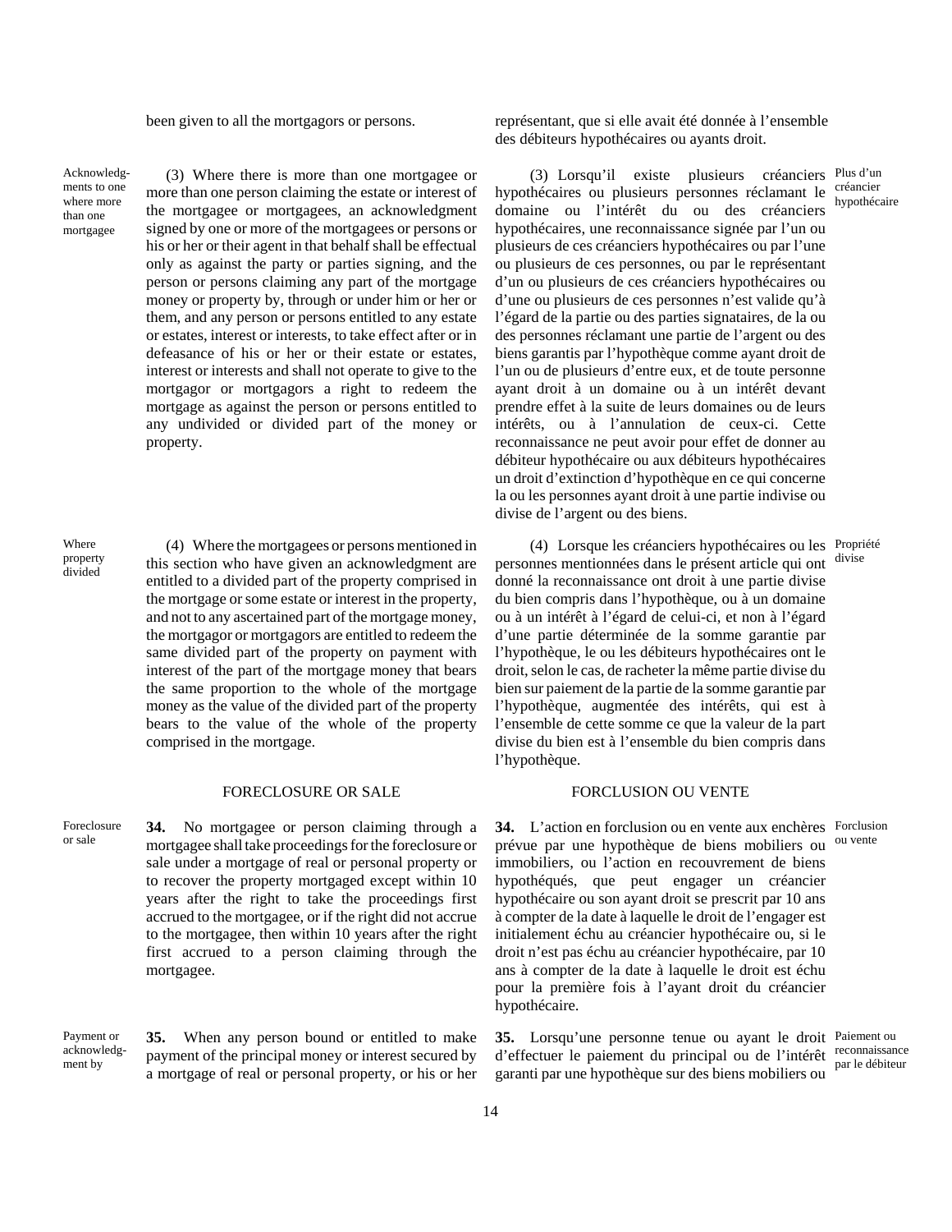been given to all the mortgagors or persons.

représentant, que si elle avait été donnée à l'ensemble des débiteurs hypothécaires ou ayants droit.

Acknowledgments to one where more than one mortgagee

(3) Where there is more than one mortgagee or more than one person claiming the estate or interest of the mortgagee or mortgagees, an acknowledgment signed by one or more of the mortgagees or persons or his or her or their agent in that behalf shall be effectual only as against the party or parties signing, and the person or persons claiming any part of the mortgage money or property by, through or under him or her or them, and any person or persons entitled to any estate or estates, interest or interests, to take effect after or in defeasance of his or her or their estate or estates, interest or interests and shall not operate to give to the mortgagor or mortgagors a right to redeem the mortgage as against the person or persons entitled to any undivided or divided part of the money or property.

Plus d'un créancier hypothécaire

(3) Lorsqu'il existe plusieurs créanciers hypothécaires ou plusieurs personnes réclamant le domaine ou l'intérêt du ou des créanciers hypothécaires, une reconnaissance signée par l'un ou plusieurs de ces créanciers hypothécaires ou par l'une ou plusieurs de ces personnes, ou par le représentant d'un ou plusieurs de ces créanciers hypothécaires ou d'une ou plusieurs de ces personnes n'est valide qu'à l'égard de la partie ou des parties signataires, de la ou des personnes réclamant une partie de l'argent ou des biens garantis par l'hypothèque comme ayant droit de l'un ou de plusieurs d'entre eux, et de toute personne ayant droit à un domaine ou à un intérêt devant prendre effet à la suite de leurs domaines ou de leurs intérêts, ou à l'annulation de ceux-ci. Cette reconnaissance ne peut avoir pour effet de donner au débiteur hypothécaire ou aux débiteurs hypothécaires un droit d'extinction d'hypothèque en ce qui concerne la ou les personnes ayant droit à une partie indivise ou divise de l'argent ou des biens.

Where property divided

(4) Where the mortgagees or persons mentioned in this section who have given an acknowledgment are entitled to a divided part of the property comprised in the mortgage or some estate or interest in the property, and not to any ascertained part of the mortgage money, the mortgagor or mortgagors are entitled to redeem the same divided part of the property on payment with interest of the part of the mortgage money that bears the same proportion to the whole of the mortgage money as the value of the divided part of the property bears to the value of the whole of the property comprised in the mortgage.

Propriété divise

(4) Lorsque les créanciers hypothécaires ou les personnes mentionnées dans le présent article qui ont donné la reconnaissance ont droit à une partie divise du bien compris dans l'hypothèque, ou à un domaine ou à un intérêt à l'égard de celui-ci, et non à l'égard d'une partie déterminée de la somme garantie par l'hypothèque, le ou les débiteurs hypothécaires ont le droit, selon le cas, de racheter la même partie divise du bien sur paiement de la partie de la somme garantie par l'hypothèque, augmentée des intérêts, qui est à l'ensemble de cette somme ce que la valeur de la part divise du bien est à l'ensemble du bien compris dans l'hypothèque.

## FORECLOSURE OR SALE

Foreclosure or sale

**34.** No mortgagee or person claiming through a mortgagee shall take proceedings for the foreclosure or sale under a mortgage of real or personal property or to recover the property mortgaged except within 10 years after the right to take the proceedings first accrued to the mortgagee, or if the right did not accrue to the mortgagee, then within 10 years after the right first accrued to a person claiming through the mortgagee.

## FORCLUSION OU VENTE

Forclusion ou vente

**34.** L'action en forclusion ou en vente aux enchères prévue par une hypothèque de biens mobiliers ou immobiliers, ou l'action en recouvrement de biens hypothéqués, que peut engager un créancier hypothécaire ou son ayant droit se prescrit par 10 ans à compter de la date à laquelle le droit de l'engager est initialement échu au créancier hypothécaire ou, si le droit n'est pas échu au créancier hypothécaire, par 10 ans à compter de la date à laquelle le droit est échu pour la première fois à l'ayant droit du créancier hypothécaire.

Payment or acknowledgment by

**35.** When any person bound or entitled to make payment of the principal money or interest secured by a mortgage of real or personal property, or his or her

Paiement ou reconnaissance par le débiteur

**35.** Lorsqu'une personne tenue ou ayant le droit d'effectuer le paiement du principal ou de l'intérêt garanti par une hypothèque sur des biens mobiliers ou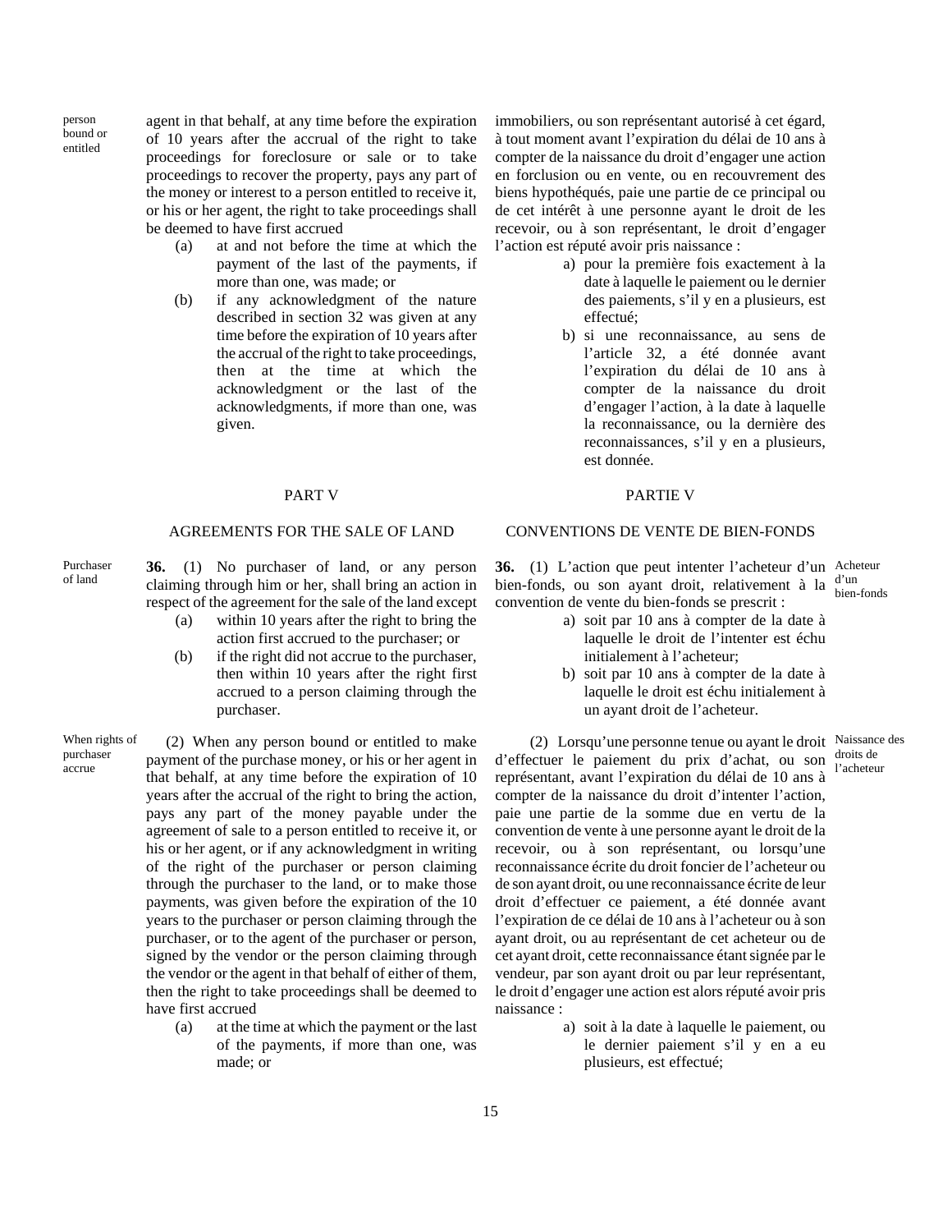agent in that behalf, at any time before the expiration of 10 years after the accrual of the right to take proceedings for foreclosure or sale or to take proceedings to recover the property, pays any part of the money or interest to a person entitled to receive it, or his or her agent, the right to take proceedings shall be deemed to have first accrued

(a) at and not before the time at which the payment of the last of the payments, if more than one, was made; or

(b) if any acknowledgment of the nature described in section 32 was given at any time before the expiration of 10 years after the accrual of the right to take proceedings, then at the time at which the acknowledgment or the last of the acknowledgments, if more than one, was given.

immobiliers, ou son représentant autorisé à cet égard, à tout moment avant l'expiration du délai de 10 ans à compter de la naissance du droit d'engager une action en forclusion ou en vente, ou en recouvrement des biens hypothéqués, paie une partie de ce principal ou de cet intérêt à une personne ayant le droit de les recevoir, ou à son représentant, le droit d'engager l'action est réputé avoir pris naissance :

a) pour la première fois exactement à la date à laquelle le paiement ou le dernier des paiements, s'il y en a plusieurs, est effectué;

b) si une reconnaissance, au sens de l'article 32, a été donnée avant l'expiration du délai de 10 ans à compter de la naissance du droit d'engager l'action, à la date à laquelle la reconnaissance, ou la dernière des reconnaissances, s'il y en a plusieurs, est donnée.

## PART V

## AGREEMENTS FOR THE SALE OF LAND

*Purchaser of land*

**36.** (1) No purchaser of land, or any person claiming through him or her, shall bring an action in respect of the agreement for the sale of the land except

(a) within 10 years after the right to bring the action first accrued to the purchaser; or

(b) if the right did not accrue to the purchaser, then within 10 years after the right first accrued to a person claiming through the purchaser.

*When rights of purchaser accrue*

(2) When any person bound or entitled to make payment of the purchase money, or his or her agent in that behalf, at any time before the expiration of 10 years after the accrual of the right to bring the action, pays any part of the money payable under the agreement of sale to a person entitled to receive it, or his or her agent, or if any acknowledgment in writing of the right of the purchaser or person claiming through the purchaser to the land, or to make those payments, was given before the expiration of the 10 years to the purchaser or person claiming through the purchaser, or to the agent of the purchaser or person, signed by the vendor or the person claiming through the vendor or the agent in that behalf of either of them, then the right to take proceedings shall be deemed to have first accrued

(a) at the time at which the payment or the last of the payments, if more than one, was made; or

## PARTIE V

## CONVENTIONS DE VENTE DE BIEN-FONDS

*Acheteur d'un bien-fonds*

**36.** (1) L'action que peut intenter l'acheteur d'un bien-fonds, ou son ayant droit, relativement à la convention de vente du bien-fonds se prescrit :

a) soit par 10 ans à compter de la date à laquelle le droit de l'intenter est échu initialement à l'acheteur;

b) soit par 10 ans à compter de la date à laquelle le droit est échu initialement à un ayant droit de l'acheteur.

*Naissance des droits de l'acheteur*

(2) Lorsqu'une personne tenue ou ayant le droit d'effectuer le paiement du prix d'achat, ou son représentant, avant l'expiration du délai de 10 ans à compter de la naissance du droit d'intenter l'action, paie une partie de la somme due en vertu de la convention de vente à une personne ayant le droit de la recevoir, ou à son représentant, ou lorsqu'une reconnaissance écrite du droit foncier de l'acheteur ou de son ayant droit, ou une reconnaissance écrite de leur droit d'effectuer ce paiement, a été donnée avant l'expiration de ce délai de 10 ans à l'acheteur ou à son ayant droit, ou au représentant de cet acheteur ou de cet ayant droit, cette reconnaissance étant signée par le vendeur, par son ayant droit ou par leur représentant, le droit d'engager une action est alors réputé avoir pris naissance :

a) soit à la date à laquelle le paiement, ou le dernier paiement s'il y en a eu plusieurs, est effectué;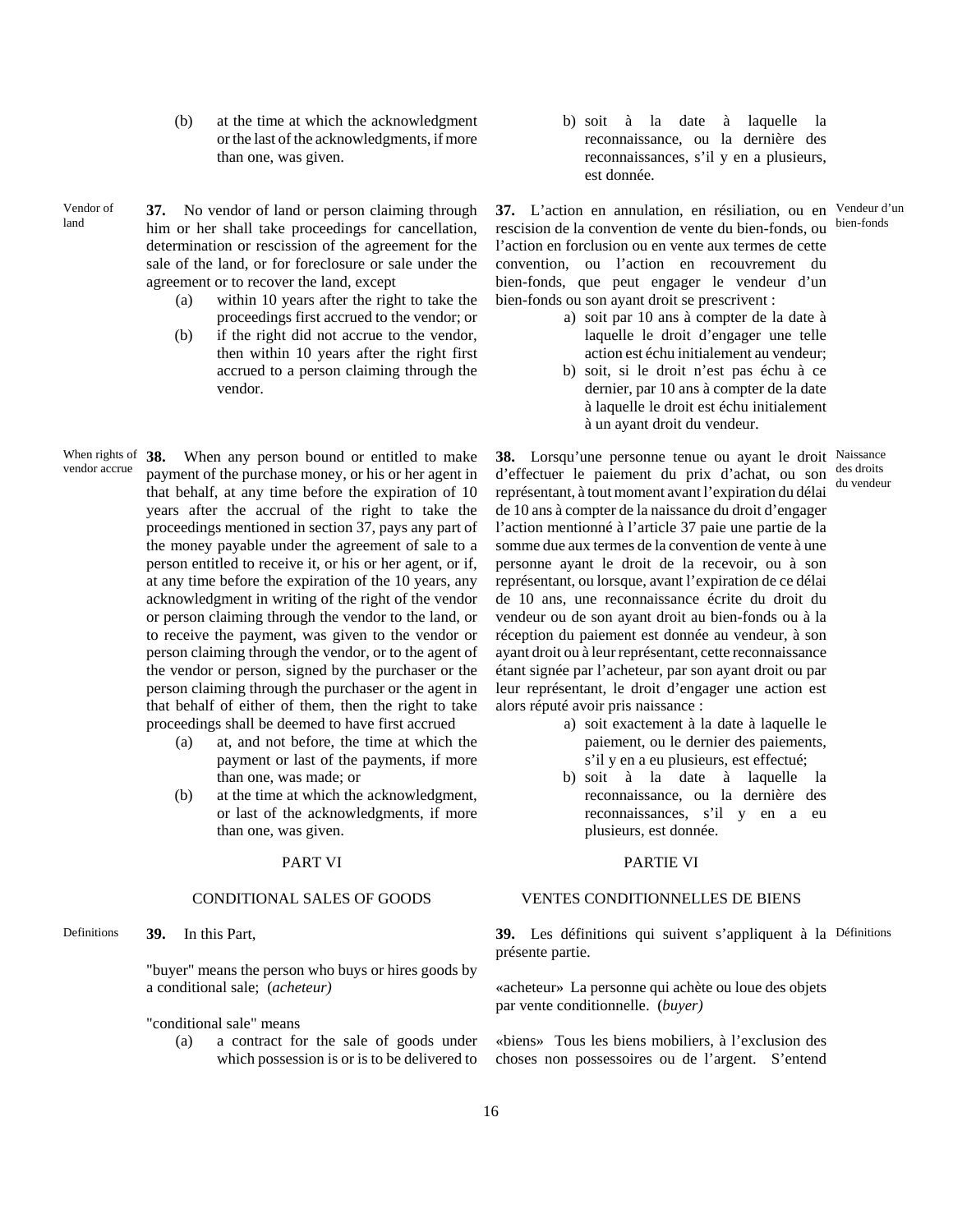(b) at the time at which the acknowledgment or the last of the acknowledgments, if more than one, was given.

b) soit à la date à laquelle la reconnaissance, ou la dernière des reconnaissances, s'il y en a plusieurs, est donnée.

Vendor of land

**37.** No vendor of land or person claiming through him or her shall take proceedings for cancellation, determination or rescission of the agreement for the sale of the land, or for foreclosure or sale under the agreement or to recover the land, except

(a) within 10 years after the right to take the proceedings first accrued to the vendor; or

(b) if the right did not accrue to the vendor, then within 10 years after the right first accrued to a person claiming through the vendor.

Vendeur d'un bien-fonds

**37.** L'action en annulation, en résiliation, ou en rescision de la convention de vente du bien-fonds, ou l'action en forclusion ou en vente aux termes de cette convention, ou l'action en recouvrement du bien-fonds, que peut engager le vendeur d'un bien-fonds ou son ayant droit se prescrivent :

a) soit par 10 ans à compter de la date à laquelle le droit d'engager une telle action est échu initialement au vendeur;

b) soit, si le droit n'est pas échu à ce dernier, par 10 ans à compter de la date à laquelle le droit est échu initialement à un ayant droit du vendeur.

When rights of vendor accrue

**38.** When any person bound or entitled to make payment of the purchase money, or his or her agent in that behalf, at any time before the expiration of 10 years after the accrual of the right to take the proceedings mentioned in section 37, pays any part of the money payable under the agreement of sale to a person entitled to receive it, or his or her agent, or if, at any time before the expiration of the 10 years, any acknowledgment in writing of the right of the vendor or person claiming through the vendor to the land, or to receive the payment, was given to the vendor or person claiming through the vendor, or to the agent of the vendor or person, signed by the purchaser or the person claiming through the purchaser or the agent in that behalf of either of them, then the right to take proceedings shall be deemed to have first accrued

(a) at, and not before, the time at which the payment or last of the payments, if more than one, was made; or

(b) at the time at which the acknowledgment, or last of the acknowledgments, if more than one, was given.

Naissance des droits du vendeur

**38.** Lorsqu'une personne tenue ou ayant le droit d'effectuer le paiement du prix d'achat, ou son représentant, à tout moment avant l'expiration du délai de 10 ans à compter de la naissance du droit d'engager l'action mentionné à l'article 37 paie une partie de la somme due aux termes de la convention de vente à une personne ayant le droit de la recevoir, ou à son représentant, ou lorsque, avant l'expiration de ce délai de 10 ans, une reconnaissance écrite du droit du vendeur ou de son ayant droit au bien-fonds ou à la réception du paiement est donnée au vendeur, à son ayant droit ou à leur représentant, cette reconnaissance étant signée par l'acheteur, par son ayant droit ou par leur représentant, le droit d'engager une action est alors réputé avoir pris naissance :

a) soit exactement à la date à laquelle le paiement, ou le dernier des paiements, s'il y en a eu plusieurs, est effectué;

b) soit à la date à laquelle la reconnaissance, ou la dernière des reconnaissances, s'il y en a eu plusieurs, est donnée.

## PART VI

## CONDITIONAL SALES OF GOODS

## PARTIE VI

## VENTES CONDITIONNELLES DE BIENS

Definitions

**39.** In this Part,

"buyer" means the person who buys or hires goods by a conditional sale; (*acheteur*)

"conditional sale" means

(a) a contract for the sale of goods under which possession is or is to be delivered to

Définitions

**39.** Les définitions qui suivent s'appliquent à la présente partie.

«acheteur» La personne qui achète ou loue des objets par vente conditionnelle. (*buyer*)

«biens» Tous les biens mobiliers, à l'exclusion des choses non possessoires ou de l'argent. S'entend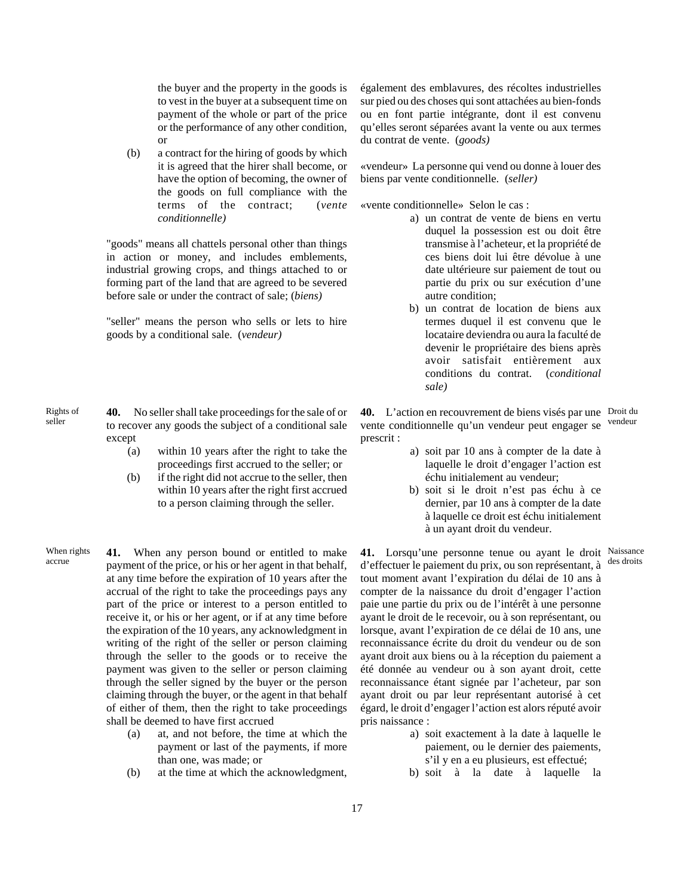the buyer and the property in the goods is to vest in the buyer at a subsequent time on payment of the whole or part of the price or the performance of any other condition, or

(b) a contract for the hiring of goods by which it is agreed that the hirer shall become, or have the option of becoming, the owner of the goods on full compliance with the terms of the contract; (*vente conditionnelle)*

"goods" means all chattels personal other than things in action or money, and includes emblements, industrial growing crops, and things attached to or forming part of the land that are agreed to be severed before sale or under the contract of sale; (*biens)*

"seller" means the person who sells or lets to hire goods by a conditional sale. (*vendeur)*

également des emblavures, des récoltes industrielles sur pied ou des choses qui sont attachées au bien-fonds ou en font partie intégrante, dont il est convenu qu'elles seront séparées avant la vente ou aux termes du contrat de vente. (*goods)*

«vendeur» La personne qui vend ou donne à louer des biens par vente conditionnelle. (*seller)*

«vente conditionnelle» Selon le cas :

a) un contrat de vente de biens en vertu duquel la possession est ou doit être transmise à l'acheteur, et la propriété de ces biens doit lui être dévolue à une date ultérieure sur paiement de tout ou partie du prix ou sur exécution d'une autre condition;

b) un contrat de location de biens aux termes duquel il est convenu que le locataire deviendra ou aura la faculté de devenir le propriétaire des biens après avoir satisfait entièrement aux conditions du contrat. (*conditional sale)*

Rights of seller

**40.** No seller shall take proceedings for the sale of or to recover any goods the subject of a conditional sale except

(a) within 10 years after the right to take the proceedings first accrued to the seller; or

(b) if the right did not accrue to the seller, then within 10 years after the right first accrued to a person claiming through the seller.

Droit du vendeur

**40.** L'action en recouvrement de biens visés par une vente conditionnelle qu'un vendeur peut engager se prescrit :

a) soit par 10 ans à compter de la date à laquelle le droit d'engager l'action est échu initialement au vendeur;

b) soit si le droit n'est pas échu à ce dernier, par 10 ans à compter de la date à laquelle ce droit est échu initialement à un ayant droit du vendeur.

When rights accrue

**41.** When any person bound or entitled to make payment of the price, or his or her agent in that behalf, at any time before the expiration of 10 years after the accrual of the right to take the proceedings pays any part of the price or interest to a person entitled to receive it, or his or her agent, or if at any time before the expiration of the 10 years, any acknowledgment in writing of the right of the seller or person claiming through the seller to the goods or to receive the payment was given to the seller or person claiming through the seller signed by the buyer or the person claiming through the buyer, or the agent in that behalf of either of them, then the right to take proceedings shall be deemed to have first accrued

(a) at, and not before, the time at which the payment or last of the payments, if more than one, was made; or

(b) at the time at which the acknowledgment,

Naissance des droits

**41.** Lorsqu'une personne tenue ou ayant le droit d'effectuer le paiement du prix, ou son représentant, à tout moment avant l'expiration du délai de 10 ans à compter de la naissance du droit d'engager l'action paie une partie du prix ou de l'intérêt à une personne ayant le droit de le recevoir, ou à son représentant, ou lorsque, avant l'expiration de ce délai de 10 ans, une reconnaissance écrite du droit du vendeur ou de son ayant droit aux biens ou à la réception du paiement a été donnée au vendeur ou à son ayant droit, cette reconnaissance étant signée par l'acheteur, par son ayant droit ou par leur représentant autorisé à cet égard, le droit d'engager l'action est alors réputé avoir pris naissance :

a) soit exactement à la date à laquelle le paiement, ou le dernier des paiements, s'il y en a eu plusieurs, est effectué;

b) soit à la date à laquelle la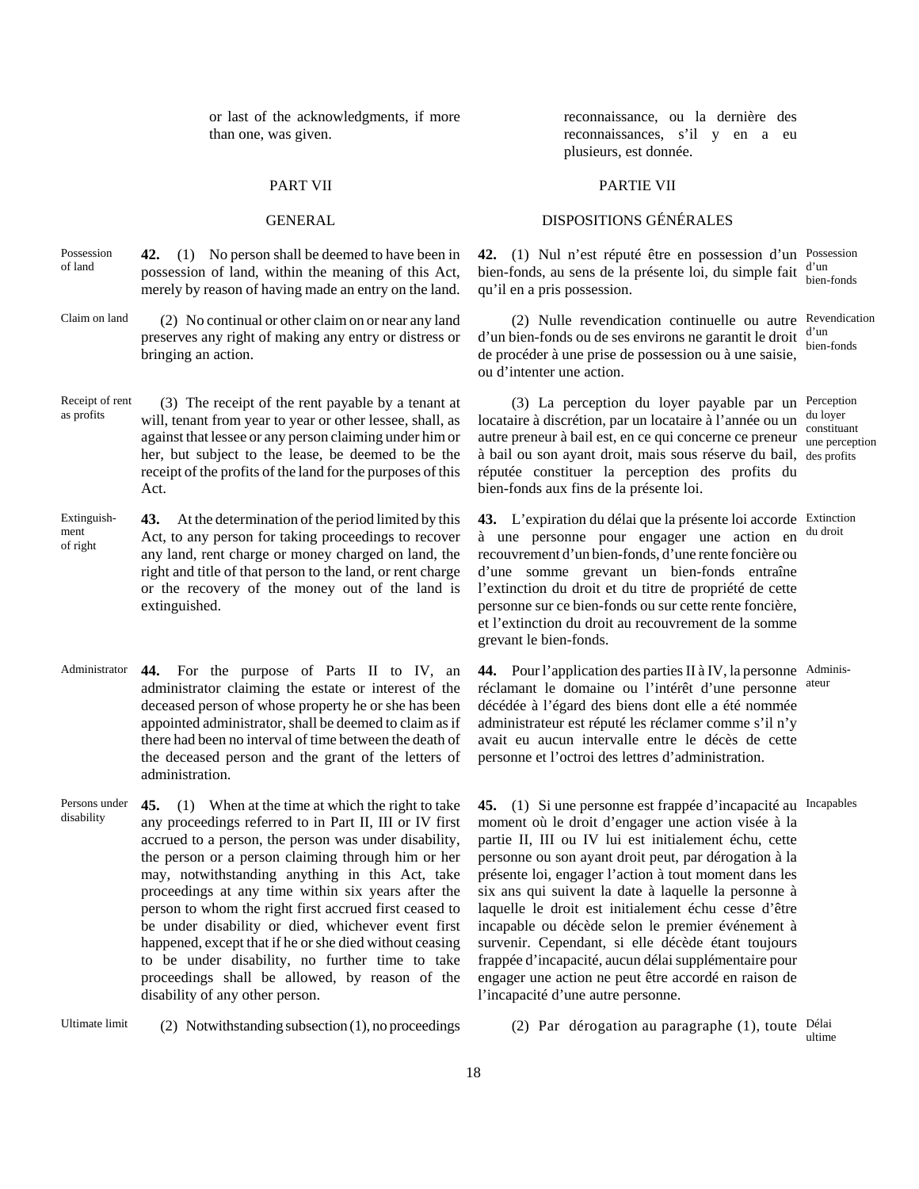or last of the acknowledgments, if more than one, was given.

reconnaissance, ou la dernière des reconnaissances, s'il y en a eu plusieurs, est donnée.

## PART VII

## GENERAL

Possession of land

**42.** (1) No person shall be deemed to have been in possession of land, within the meaning of this Act, merely by reason of having made an entry on the land.

Claim on land

(2) No continual or other claim on or near any land preserves any right of making any entry or distress or bringing an action.

Receipt of rent as profits

(3) The receipt of the rent payable by a tenant at will, tenant from year to year or other lessee, shall, as against that lessee or any person claiming under him or her, but subject to the lease, be deemed to be the receipt of the profits of the land for the purposes of this Act.

Extinguishment of right

**43.** At the determination of the period limited by this Act, to any person for taking proceedings to recover any land, rent charge or money charged on land, the right and title of that person to the land, or rent charge or the recovery of the money out of the land is extinguished.

Administrator

**44.** For the purpose of Parts II to IV, an administrator claiming the estate or interest of the deceased person of whose property he or she has been appointed administrator, shall be deemed to claim as if there had been no interval of time between the death of the deceased person and the grant of the letters of administration.

Persons under disability

**45.** (1) When at the time at which the right to take any proceedings referred to in Part II, III or IV first accrued to a person, the person was under disability, the person or a person claiming through him or her may, notwithstanding anything in this Act, take proceedings at any time within six years after the person to whom the right first accrued first ceased to be under disability or died, whichever event first happened, except that if he or she died without ceasing to be under disability, no further time to take proceedings shall be allowed, by reason of the disability of any other person.

Ultimate limit

(2) Notwithstanding subsection (1), no proceedings

## PARTIE VII

## DISPOSITIONS GÉNÉRALES

Possession d'un bien-fonds

**42.** (1) Nul n'est réputé être en possession d'un bien-fonds, au sens de la présente loi, du simple fait qu'il en a pris possession.

Revendication d'un bien-fonds

(2) Nulle revendication continuelle ou autre d'un bien-fonds ou de ses environs ne garantit le droit de procéder à une prise de possession ou à une saisie, ou d'intenter une action.

Perception du loyer constituant une perception des profits

(3) La perception du loyer payable par un locataire à discrétion, par un locataire à l'année ou un autre preneur à bail est, en ce qui concerne ce preneur à bail ou son ayant droit, mais sous réserve du bail, réputée constituer la perception des profits du bien-fonds aux fins de la présente loi.

Extinction du droit

**43.** L'expiration du délai que la présente loi accorde à une personne pour engager une action en recouvrement d'un bien-fonds, d'une rente foncière ou d'une somme grevant un bien-fonds entraîne l'extinction du droit et du titre de propriété de cette personne sur ce bien-fonds ou sur cette rente foncière, et l'extinction du droit au recouvrement de la somme grevant le bien-fonds.

Administrateur

**44.** Pour l'application des parties II à IV, la personne réclamant le domaine ou l'intérêt d'une personne décédée à l'égard des biens dont elle a été nommée administrateur est réputé les réclamer comme s'il n'y avait eu aucun intervalle entre le décès de cette personne et l'octroi des lettres d'administration.

Incapables

**45.** (1) Si une personne est frappée d'incapacité au moment où le droit d'engager une action visée à la partie II, III ou IV lui est initialement échu, cette personne ou son ayant droit peut, par dérogation à la présente loi, engager l'action à tout moment dans les six ans qui suivent la date à laquelle la personne à laquelle le droit est initialement échu cesse d'être incapable ou décède selon le premier événement à survenir. Cependant, si elle décède étant toujours frappée d'incapacité, aucun délai supplémentaire pour engager une action ne peut être accordé en raison de l'incapacité d'une autre personne.

Délai ultime

(2) Par dérogation au paragraphe (1), toute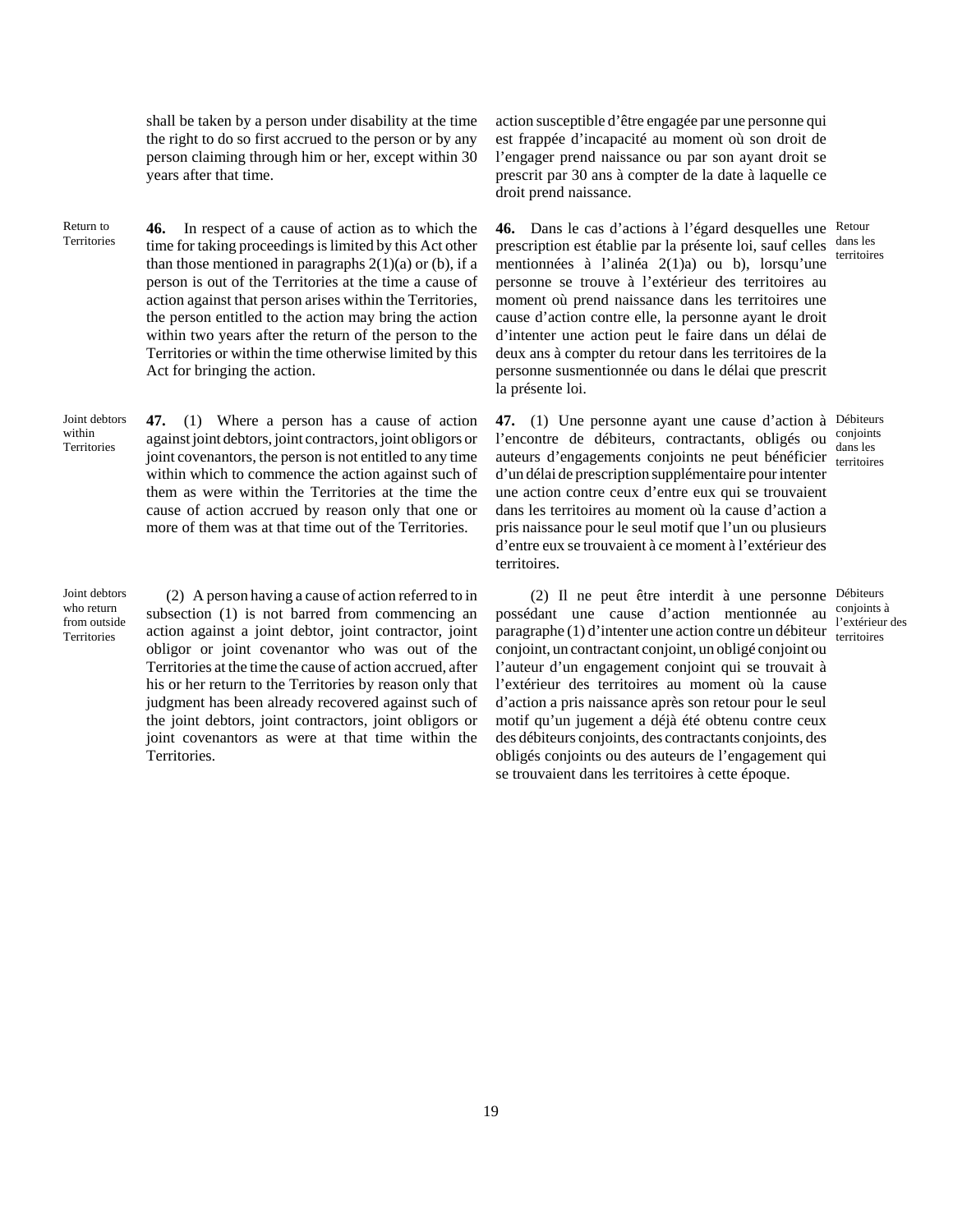shall be taken by a person under disability at the time the right to do so first accrued to the person or by any person claiming through him or her, except within 30 years after that time.

action susceptible d'être engagée par une personne qui est frappée d'incapacité au moment où son droit de l'engager prend naissance ou par son ayant droit se prescrit par 30 ans à compter de la date à laquelle ce droit prend naissance.

Return to Territories

**46.** In respect of a cause of action as to which the time for taking proceedings is limited by this Act other than those mentioned in paragraphs 2(1)(a) or (b), if a person is out of the Territories at the time a cause of action against that person arises within the Territories, the person entitled to the action may bring the action within two years after the return of the person to the Territories or within the time otherwise limited by this Act for bringing the action.

Retour dans les territoires

**46.** Dans le cas d'actions à l'égard desquelles une prescription est établie par la présente loi, sauf celles mentionnées à l'alinéa 2(1)a) ou b), lorsqu'une personne se trouve à l'extérieur des territoires au moment où prend naissance dans les territoires une cause d'action contre elle, la personne ayant le droit d'intenter une action peut le faire dans un délai de deux ans à compter du retour dans les territoires de la personne susmentionnée ou dans le délai que prescrit la présente loi.

Joint debtors within Territories

**47.** (1) Where a person has a cause of action against joint debtors, joint contractors, joint obligors or joint covenantors, the person is not entitled to any time within which to commence the action against such of them as were within the Territories at the time the cause of action accrued by reason only that one or more of them was at that time out of the Territories.

Débiteurs conjoints dans les territoires

**47.** (1) Une personne ayant une cause d'action à l'encontre de débiteurs, contractants, obligés ou auteurs d'engagements conjoints ne peut bénéficier d'un délai de prescription supplémentaire pour intenter une action contre ceux d'entre eux qui se trouvaient dans les territoires au moment où la cause d'action a pris naissance pour le seul motif que l'un ou plusieurs d'entre eux se trouvaient à ce moment à l'extérieur des territoires.

Joint debtors who return from outside Territories

(2) A person having a cause of action referred to in subsection (1) is not barred from commencing an action against a joint debtor, joint contractor, joint obligor or joint covenantor who was out of the Territories at the time the cause of action accrued, after his or her return to the Territories by reason only that judgment has been already recovered against such of the joint debtors, joint contractors, joint obligors or joint covenantors as were at that time within the Territories.

Débiteurs conjoints à l'extérieur des territoires

(2) Il ne peut être interdit à une personne possédant une cause d'action mentionnée au paragraphe (1) d'intenter une action contre un débiteur conjoint, un contractant conjoint, un obligé conjoint ou l'auteur d'un engagement conjoint qui se trouvait à l'extérieur des territoires au moment où la cause d'action a pris naissance après son retour pour le seul motif qu'un jugement a déjà été obtenu contre ceux des débiteurs conjoints, des contractants conjoints, des obligés conjoints ou des auteurs de l'engagement qui se trouvaient dans les territoires à cette époque.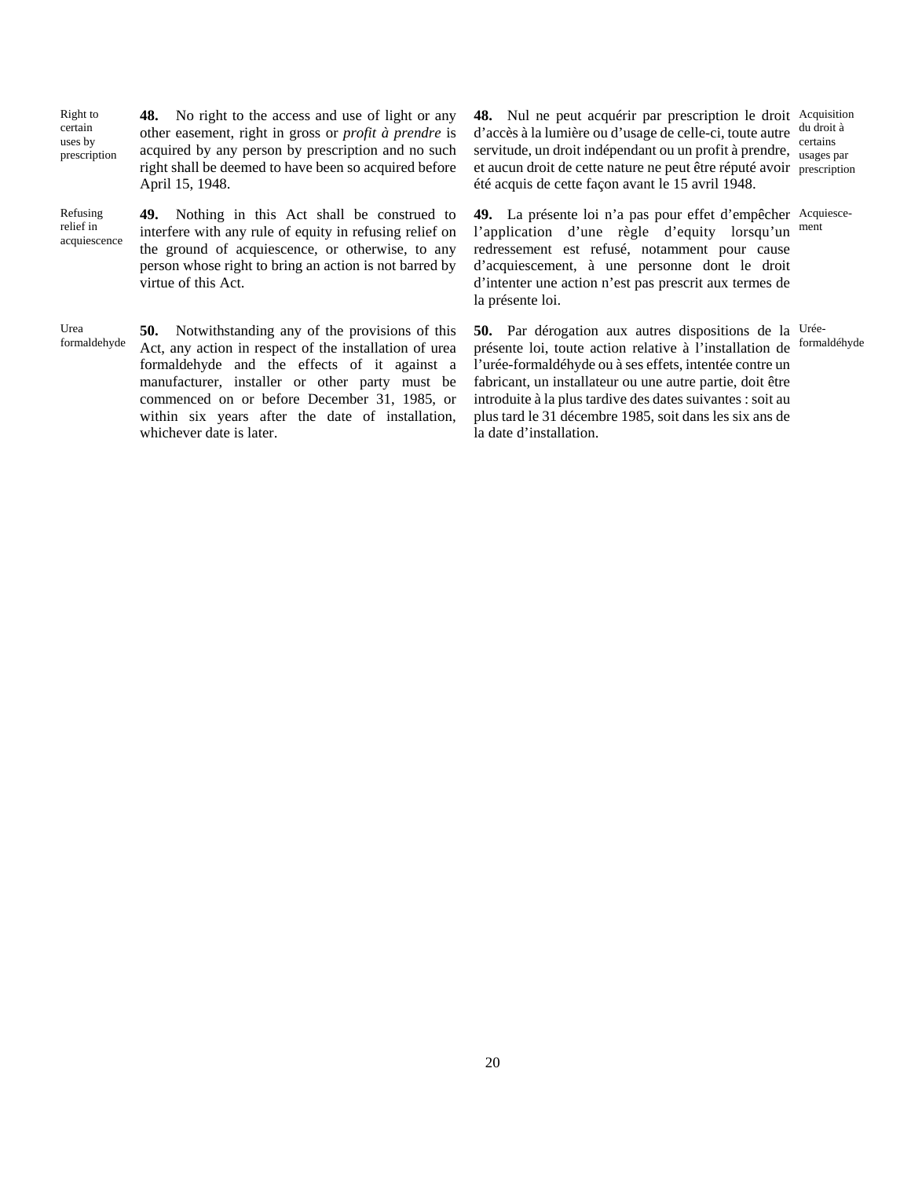**Right to certain uses by prescription**

**48.** No right to the access and use of light or any other easement, right in gross or *profit à prendre* is acquired by any person by prescription and no such right shall be deemed to have been so acquired before April 15, 1948.

**Refusing relief in acquiescence**

**49.** Nothing in this Act shall be construed to interfere with any rule of equity in refusing relief on the ground of acquiescence, or otherwise, to any person whose right to bring an action is not barred by virtue of this Act.

**Urea formaldehyde**

**50.** Notwithstanding any of the provisions of this Act, any action in respect of the installation of urea formaldehyde and the effects of it against a manufacturer, installer or other party must be commenced on or before December 31, 1985, or within six years after the date of installation, whichever date is later.

**Acquisition du droit à certains usages par prescription**

**48.** Nul ne peut acquérir par prescription le droit d'accès à la lumière ou d'usage de celle-ci, toute autre servitude, un droit indépendant ou un profit à prendre, et aucun droit de cette nature ne peut être réputé avoir été acquis de cette façon avant le 15 avril 1948.

**Acquiescement**

**49.** La présente loi n'a pas pour effet d'empêcher l'application d'une règle d'equity lorsqu'un redressement est refusé, notamment pour cause d'acquiescement, à une personne dont le droit d'intenter une action n'est pas prescrit aux termes de la présente loi.

**Urée-formaldéhyde**

**50.** Par dérogation aux autres dispositions de la présente loi, toute action relative à l'installation de l'urée-formaldéhyde ou à ses effets, intentée contre un fabricant, un installateur ou une autre partie, doit être introduite à la plus tardive des dates suivantes : soit au plus tard le 31 décembre 1985, soit dans les six ans de la date d'installation.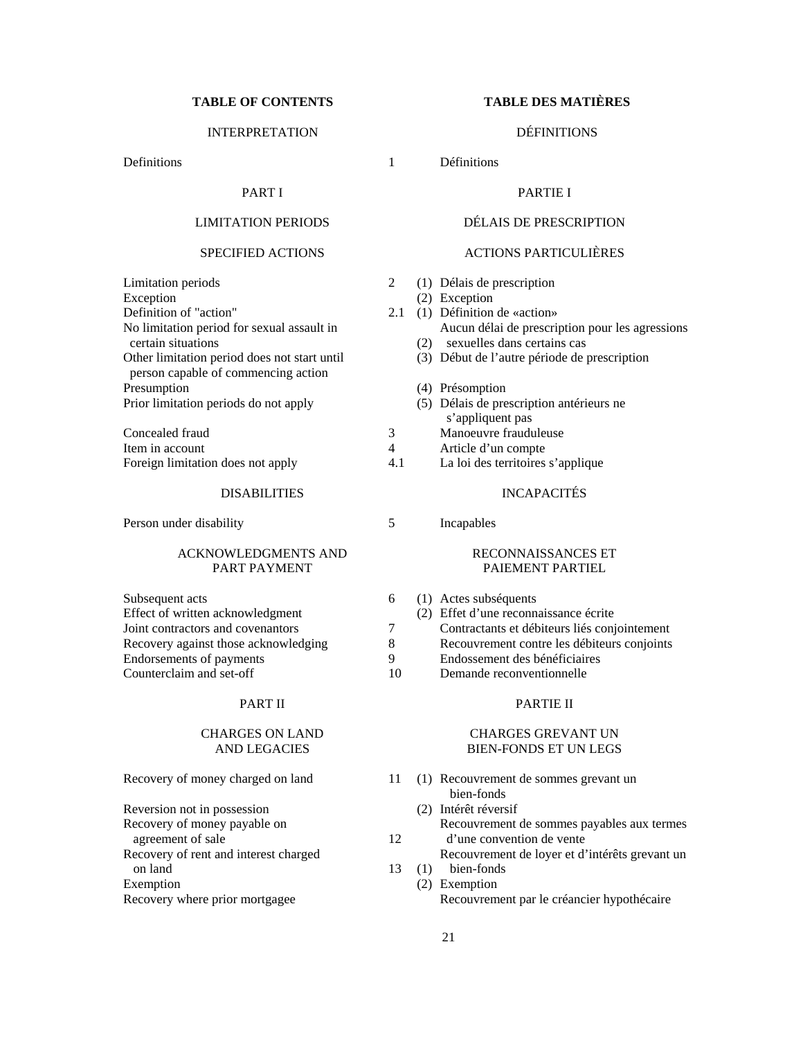| TABLE OF CONTENTS | | | TABLE DES MATIÈRES |
|---|---|---|---|
| INTERPRETATION | | | DÉFINITIONS |
| Definitions | 1 | | Définitions |
| PART I | | | PARTIE I |
| LIMITATION PERIODS | | | DÉLAIS DE PRESCRIPTION |
| SPECIFIED ACTIONS | | | ACTIONS PARTICULIÈRES |
| Limitation periods | 2 | (1) | Délais de prescription |
| Exception | | (2) | Exception |
| Definition of "action" | 2.1 | (1) | Définition de «action» |
| No limitation period for sexual assault in certain situations | | (2) | Aucun délai de prescription pour les agressions sexuelles dans certains cas |
| Other limitation period does not start until person capable of commencing action | | (3) | Début de l'autre période de prescription |
| Presumption | | (4) | Présomption |
| Prior limitation periods do not apply | | (5) | Délais de prescription antérieurs ne s'appliquent pas |
| Concealed fraud | 3 | | Manoeuvre frauduleuse |
| Item in account | 4 | | Article d'un compte |
| Foreign limitation does not apply | 4.1 | | La loi des territoires s'applique |
| DISABILITIES | | | INCAPACITÉS |
| Person under disability | 5 | | Incapables |
| ACKNOWLEDGMENTS AND PART PAYMENT | | | RECONNAISSANCES ET PAIEMENT PARTIEL |
| Subsequent acts | 6 | (1) | Actes subséquents |
| Effect of written acknowledgment | | (2) | Effet d'une reconnaissance écrite |
| Joint contractors and covenantors | 7 | | Contractants et débiteurs liés conjointement |
| Recovery against those acknowledging | 8 | | Recouvrement contre les débiteurs conjoints |
| Endorsements of payments | 9 | | Endossement des bénéficiaires |
| Counterclaim and set-off | 10 | | Demande reconventionnelle |
| PART II | | | PARTIE II |
| CHARGES ON LAND AND LEGACIES | | | CHARGES GREVANT UN BIEN-FONDS ET UN LEGS |
| Recovery of money charged on land | 11 | (1) | Recouvrement de sommes grevant un bien-fonds |
| Reversion not in possession | | (2) | Intérêt réversif |
| Recovery of money payable on agreement of sale | 12 | | Recouvrement de sommes payables aux termes d'une convention de vente |
| Recovery of rent and interest charged on land | 13 | (1) | Recouvrement de loyer et d'intérêts grevant un bien-fonds |
| Exemption | | (2) | Exemption |
| Recovery where prior mortgagee | | | Recouvrement par le créancier hypothécaire |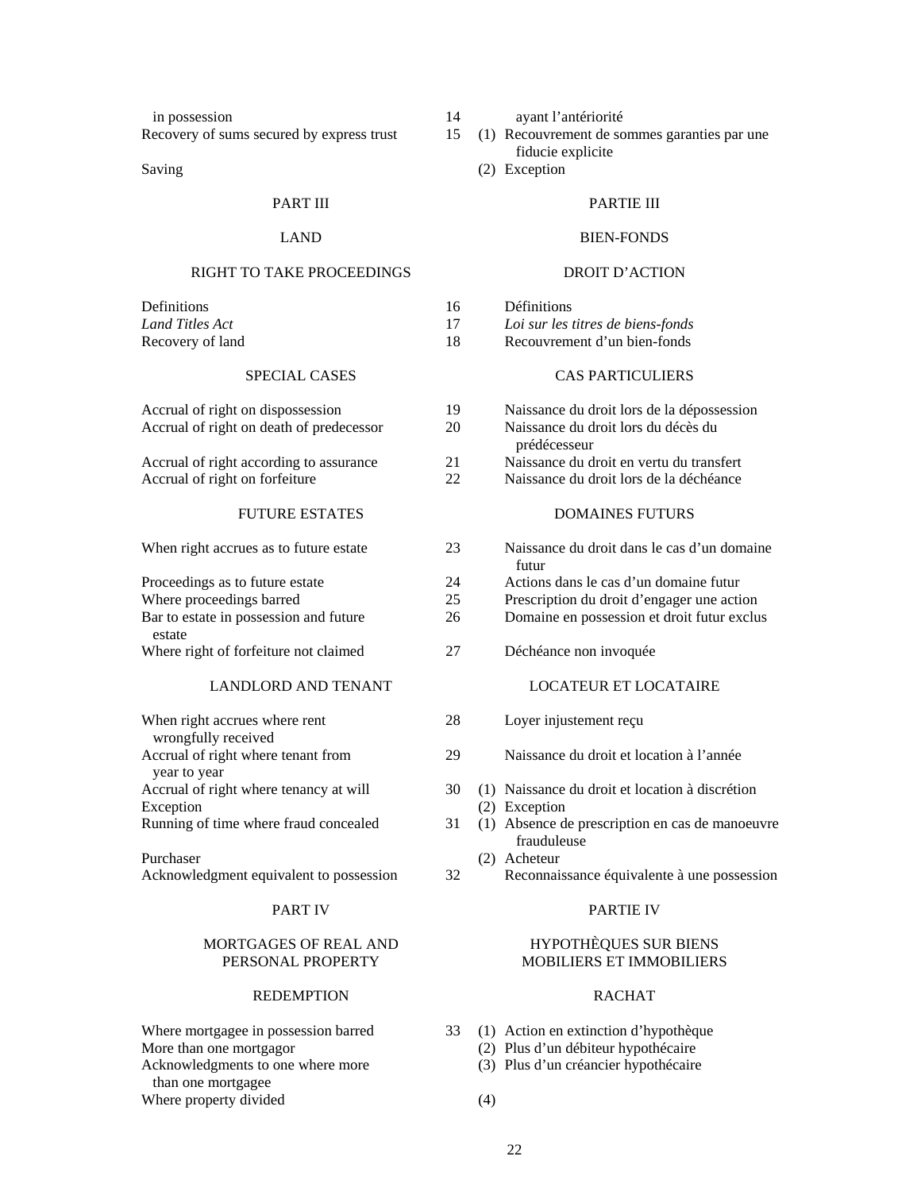| | | | |
|---|---|---|---|
| in possession | 14 | | ayant l'antériorité |
| Recovery of sums secured by express trust | 15 | (1) | Recouvrement de sommes garanties par une fiducie explicite |
| Saving | | (2) | Exception |

PART III — PARTIE III

LAND — BIEN-FONDS

RIGHT TO TAKE PROCEEDINGS — DROIT D'ACTION

| | | | |
|---|---|---|---|
| Definitions | 16 | | Définitions |
| *Land Titles Act* | 17 | | *Loi sur les titres de biens-fonds* |
| Recovery of land | 18 | | Recouvrement d'un bien-fonds |

SPECIAL CASES — CAS PARTICULIERS

| | | | |
|---|---|---|---|
| Accrual of right on dispossession | 19 | | Naissance du droit lors de la dépossession |
| Accrual of right on death of predecessor | 20 | | Naissance du droit lors du décès du prédécesseur |
| Accrual of right according to assurance | 21 | | Naissance du droit en vertu du transfert |
| Accrual of right on forfeiture | 22 | | Naissance du droit lors de la déchéance |

FUTURE ESTATES — DOMAINES FUTURS

| | | | |
|---|---|---|---|
| When right accrues as to future estate | 23 | | Naissance du droit dans le cas d'un domaine futur |
| Proceedings as to future estate | 24 | | Actions dans le cas d'un domaine futur |
| Where proceedings barred | 25 | | Prescription du droit d'engager une action |
| Bar to estate in possession and future estate | 26 | | Domaine en possession et droit futur exclus |
| Where right of forfeiture not claimed | 27 | | Déchéance non invoquée |

LANDLORD AND TENANT — LOCATEUR ET LOCATAIRE

| | | | |
|---|---|---|---|
| When right accrues where rent wrongfully received | 28 | | Loyer injustement reçu |
| Accrual of right where tenant from year to year | 29 | | Naissance du droit et location à l'année |
| Accrual of right where tenancy at will | 30 | (1) | Naissance du droit et location à discrétion |
| Exception | | (2) | Exception |
| Running of time where fraud concealed | 31 | (1) | Absence de prescription en cas de manoeuvre frauduleuse |
| Purchaser | | (2) | Acheteur |
| Acknowledgment equivalent to possession | 32 | | Reconnaissance équivalente à une possession |

PART IV — PARTIE IV

MORTGAGES OF REAL AND PERSONAL PROPERTY — HYPOTHÈQUES SUR BIENS MOBILIERS ET IMMOBILIERS

REDEMPTION — RACHAT

| | | | |
|---|---|---|---|
| Where mortgagee in possession barred | 33 | (1) | Action en extinction d'hypothèque |
| More than one mortgagor | | (2) | Plus d'un débiteur hypothécaire |
| Acknowledgments to one where more than one mortgagee | | (3) | Plus d'un créancier hypothécaire |
| Where property divided | | (4) | |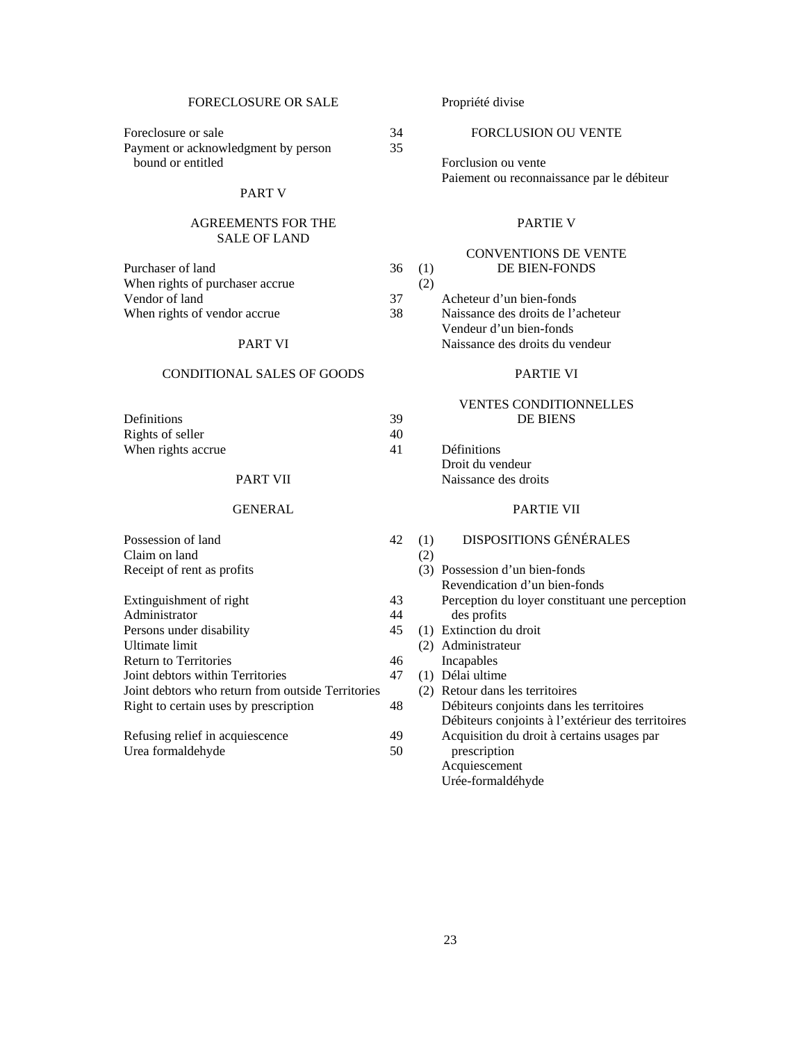| | | |
|---|---|---|
| FORECLOSURE OR SALE | | Propriété divise |
| Foreclosure or sale | 34 | FORCLUSION OU VENTE |
| Payment or acknowledgment by person bound or entitled | 35 | Forclusion ou vente |
| | | Paiement ou reconnaissance par le débiteur |
| PART V | | PARTIE V |
| AGREEMENTS FOR THE SALE OF LAND | | CONVENTIONS DE VENTE DE BIEN-FONDS |
| Purchaser of land | 36 (1) | Acheteur d'un bien-fonds |
| When rights of purchaser accrue | (2) | Naissance des droits de l'acheteur |
| Vendor of land | 37 | Vendeur d'un bien-fonds |
| When rights of vendor accrue | 38 | Naissance des droits du vendeur |
| PART VI | | PARTIE VI |
| CONDITIONAL SALES OF GOODS | | VENTES CONDITIONNELLES DE BIENS |
| Definitions | 39 | Définitions |
| Rights of seller | 40 | Droit du vendeur |
| When rights accrue | 41 | Naissance des droits |
| PART VII | | PARTIE VII |
| GENERAL | | DISPOSITIONS GÉNÉRALES |
| Possession of land | 42 (1) | Possession d'un bien-fonds |
| Claim on land | (2) | Revendication d'un bien-fonds |
| Receipt of rent as profits | (3) | Perception du loyer constituant une perception des profits |
| Extinguishment of right | 43 | Extinction du droit |
| Administrator | 44 | Administrateur |
| Persons under disability | 45 (1) | Incapables |
| Ultimate limit | (2) | Délai ultime |
| Return to Territories | 46 | Retour dans les territoires |
| Joint debtors within Territories | 47 (1) | Débiteurs conjoints dans les territoires |
| Joint debtors who return from outside Territories | (2) | Débiteurs conjoints à l'extérieur des territoires |
| Right to certain uses by prescription | 48 | Acquisition du droit à certains usages par prescription |
| Refusing relief in acquiescence | 49 | Acquiescement |
| Urea formaldehyde | 50 | Urée-formaldéhyde |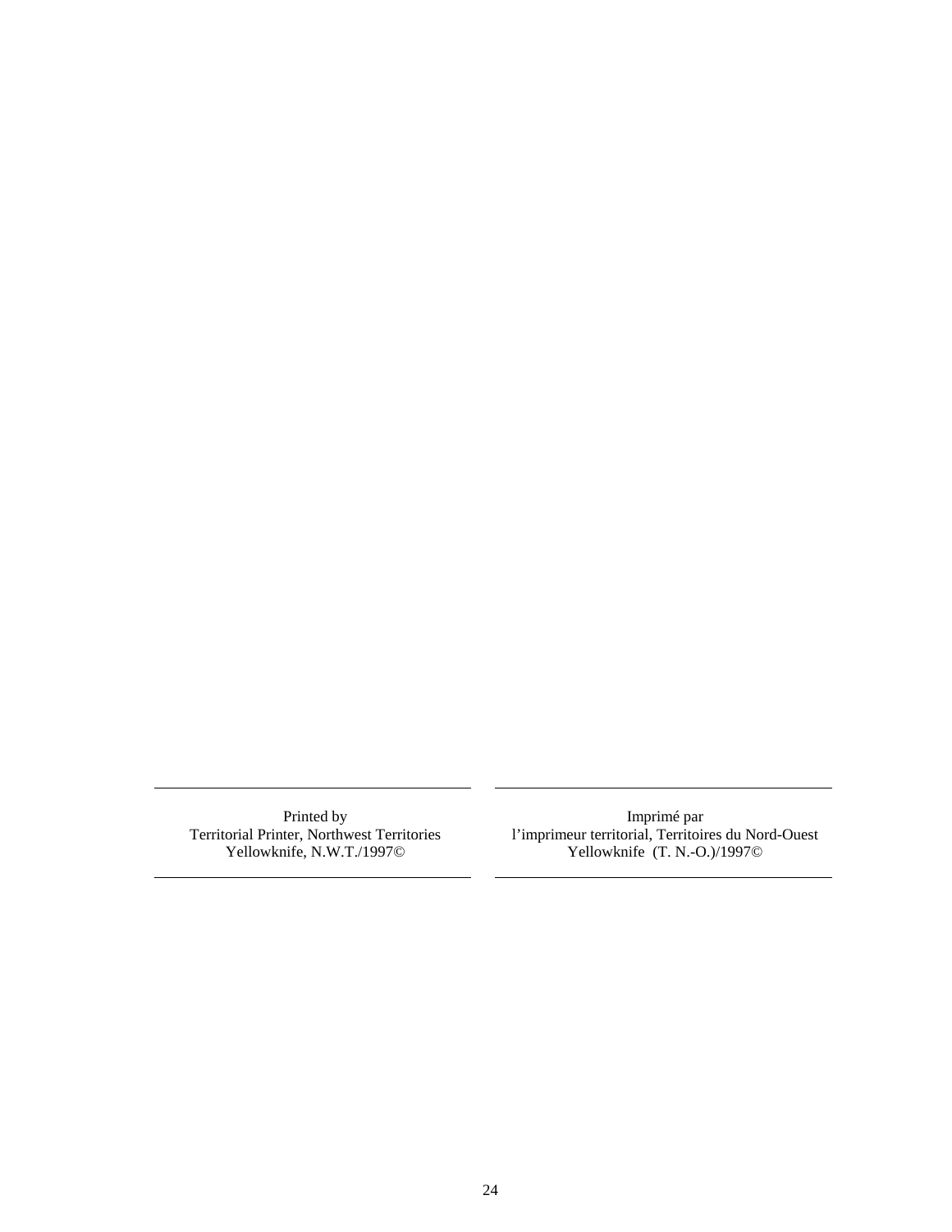Printed by
Territorial Printer, Northwest Territories
Yellowknife, N.W.T./1997©

Imprimé par
l'imprimeur territorial, Territoires du Nord-Ouest
Yellowknife (T. N.-O.)/1997©